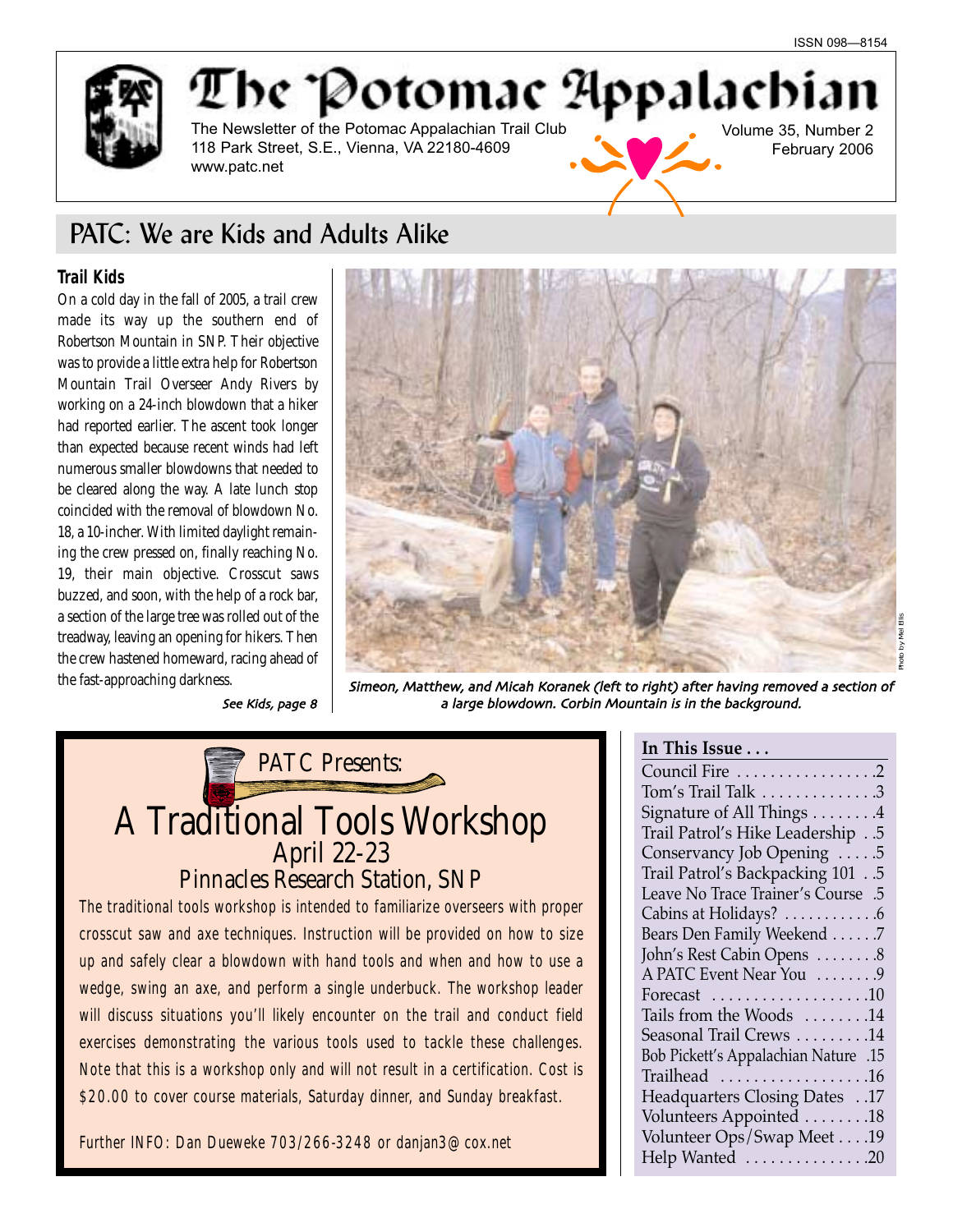ISSN 098—8154

# The Potomac Appalachian

The Newsletter of the Potomac Appalachian Trail Club
118 Park Street, S.E., Vienna, VA 22180-4609
www.patc.net

Volume 35, Number 2
February 2006

## PATC: We are Kids and Adults Alike

### Trail Kids

On a cold day in the fall of 2005, a trail crew made its way up the southern end of Robertson Mountain in SNP. Their objective was to provide a little extra help for Robertson Mountain Trail Overseer Andy Rivers by working on a 24-inch blowdown that a hiker had reported earlier. The ascent took longer than expected because recent winds had left numerous smaller blowdowns that needed to be cleared along the way. A late lunch stop coincided with the removal of blowdown No. 18, a 10-incher. With limited daylight remaining the crew pressed on, finally reaching No. 19, their main objective. Crosscut saws buzzed, and soon, with the help of a rock bar, a section of the large tree was rolled out of the treadway, leaving an opening for hikers. Then the crew hastened homeward, racing ahead of the fast-approaching darkness.

*See Kids, page 8*

Photo by Mel Ellis

*Simeon, Matthew, and Micah Koranek (left to right) after having removed a section of a large blowdown. Corbin Mountain is in the background.*

---

PATC Presents:

## A Traditional Tools Workshop

### April 22-23
### Pinnacles Research Station, SNP

The traditional tools workshop is intended to familiarize overseers with proper crosscut saw and axe techniques. Instruction will be provided on how to size up and safely clear a blowdown with hand tools and when and how to use a wedge, swing an axe, and perform a single underbuck. The workshop leader will discuss situations you'll likely encounter on the trail and conduct field exercises demonstrating the various tools used to tackle these challenges. Note that this is a workshop only and will not result in a certification. Cost is $20.00 to cover course materials, Saturday dinner, and Sunday breakfast.

Further INFO: Dan Dueweke 703/266-3248 or danjan3@cox.net

---

### In This Issue . . .

| | |
|---|---|
| Council Fire | 2 |
| Tom's Trail Talk | 3 |
| Signature of All Things | 4 |
| Trail Patrol's Hike Leadership | 5 |
| Conservancy Job Opening | 5 |
| Trail Patrol's Backpacking 101 | 5 |
| Leave No Trace Trainer's Course | 5 |
| Cabins at Holidays? | 6 |
| Bears Den Family Weekend | 7 |
| John's Rest Cabin Opens | 8 |
| A PATC Event Near You | 9 |
| Forecast | 10 |
| Tails from the Woods | 14 |
| Seasonal Trail Crews | 14 |
| Bob Pickett's Appalachian Nature | 15 |
| Trailhead | 16 |
| Headquarters Closing Dates | 17 |
| Volunteers Appointed | 18 |
| Volunteer Ops/Swap Meet | 19 |
| Help Wanted | 20 |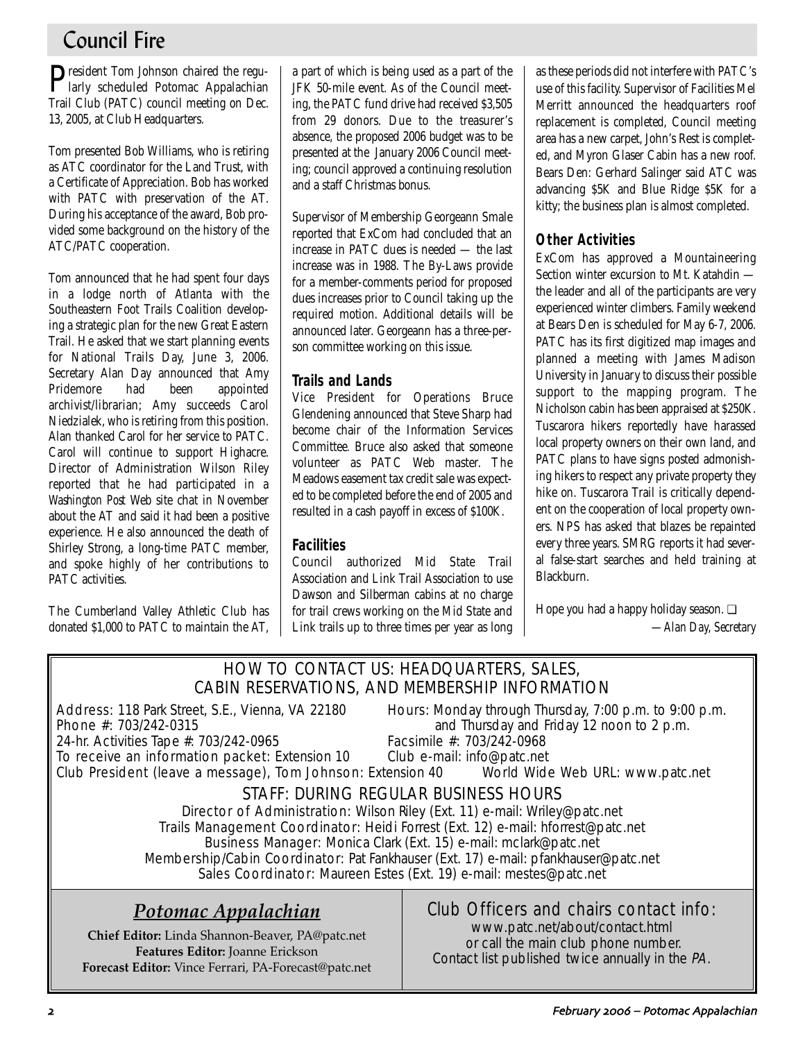# Council Fire

President Tom Johnson chaired the regularly scheduled Potomac Appalachian Trail Club (PATC) council meeting on Dec. 13, 2005, at Club Headquarters.

Tom presented Bob Williams, who is retiring as ATC coordinator for the Land Trust, with a Certificate of Appreciation. Bob has worked with PATC with preservation of the AT. During his acceptance of the award, Bob provided some background on the history of the ATC/PATC cooperation.

Tom announced that he had spent four days in a lodge north of Atlanta with the Southeastern Foot Trails Coalition developing a strategic plan for the new Great Eastern Trail. He asked that we start planning events for National Trails Day, June 3, 2006. Secretary Alan Day announced that Amy Pridemore had been appointed archivist/librarian; Amy succeeds Carol Niedzialek, who is retiring from this position. Alan thanked Carol for her service to PATC. Carol will continue to support Highacre. Director of Administration Wilson Riley reported that he had participated in a *Washington Post* Web site chat in November about the AT and said it had been a positive experience. He also announced the death of Shirley Strong, a long-time PATC member, and spoke highly of her contributions to PATC activities.

The Cumberland Valley Athletic Club has donated $1,000 to PATC to maintain the AT, a part of which is being used as a part of the JFK 50-mile event. As of the Council meeting, the PATC fund drive had received $3,505 from 29 donors. Due to the treasurer's absence, the proposed 2006 budget was to be presented at the January 2006 Council meeting; council approved a continuing resolution and a staff Christmas bonus.

Supervisor of Membership Georgeann Smale reported that ExCom had concluded that an increase in PATC dues is needed — the last increase was in 1988. The By-Laws provide for a member-comments period for proposed dues increases prior to Council taking up the required motion. Additional details will be announced later. Georgeann has a three-person committee working on this issue.

## Trails and Lands

Vice President for Operations Bruce Glendening announced that Steve Sharp had become chair of the Information Services Committee. Bruce also asked that someone volunteer as PATC Web master. The Meadows easement tax credit sale was expected to be completed before the end of 2005 and resulted in a cash payoff in excess of $100K.

## Facilities

Council authorized Mid State Trail Association and Link Trail Association to use Dawson and Silberman cabins at no charge for trail crews working on the Mid State and Link trails up to three times per year as long as these periods did not interfere with PATC's use of this facility. Supervisor of Facilities Mel Merritt announced the headquarters roof replacement is completed, Council meeting area has a new carpet, John's Rest is completed, and Myron Glaser Cabin has a new roof. Bears Den: Gerhard Salinger said ATC was advancing $5K and Blue Ridge $5K for a kitty; the business plan is almost completed.

## Other Activities

ExCom has approved a Mountaineering Section winter excursion to Mt. Katahdin — the leader and all of the participants are very experienced winter climbers. Family weekend at Bears Den is scheduled for May 6-7, 2006. PATC has its first digitized map images and planned a meeting with James Madison University in January to discuss their possible support to the mapping program. The Nicholson cabin has been appraised at $250K. Tuscarora hikers reportedly have harassed local property owners on their own land, and PATC plans to have signs posted admonishing hikers to respect any private property they hike on. Tuscarora Trail is critically dependent on the cooperation of local property owners. NPS has asked that blazes be repainted every three years. SMRG reports it had several false-start searches and held training at Blackburn.

Hope you had a happy holiday season. ❑

*—Alan Day, Secretary*

---

## HOW TO CONTACT US: HEADQUARTERS, SALES, CABIN RESERVATIONS, AND MEMBERSHIP INFORMATION

Address: 118 Park Street, S.E., Vienna, VA 22180
Phone #: 703/242-0315
24-hr. Activities Tape #: 703/242-0965
To receive an information packet: Extension 10
Club President (leave a message), Tom Johnson: Extension 40

Hours: Monday through Thursday, 7:00 p.m. to 9:00 p.m. and Thursday and Friday 12 noon to 2 p.m.
Facsimile #: 703/242-0968
Club e-mail: info@patc.net
World Wide Web URL: www.patc.net

### STAFF: DURING REGULAR BUSINESS HOURS

Director of Administration: Wilson Riley (Ext. 11) e-mail: Wriley@patc.net
Trails Management Coordinator: Heidi Forrest (Ext. 12) e-mail: hforrest@patc.net
Business Manager: Monica Clark (Ext. 15) e-mail: mclark@patc.net
Membership/Cabin Coordinator: Pat Fankhauser (Ext. 17) e-mail: pfankhauser@patc.net
Sales Coordinator: Maureen Estes (Ext. 19) e-mail: mestes@patc.net

## *Potomac Appalachian*

**Chief Editor:** Linda Shannon-Beaver, PA@patc.net
**Features Editor:** Joanne Erickson
**Forecast Editor:** Vince Ferrari, PA-Forecast@patc.net

### Club Officers and chairs contact info:

www.patc.net/about/contact.html
or call the main club phone number.
Contact list published twice annually in the *PA*.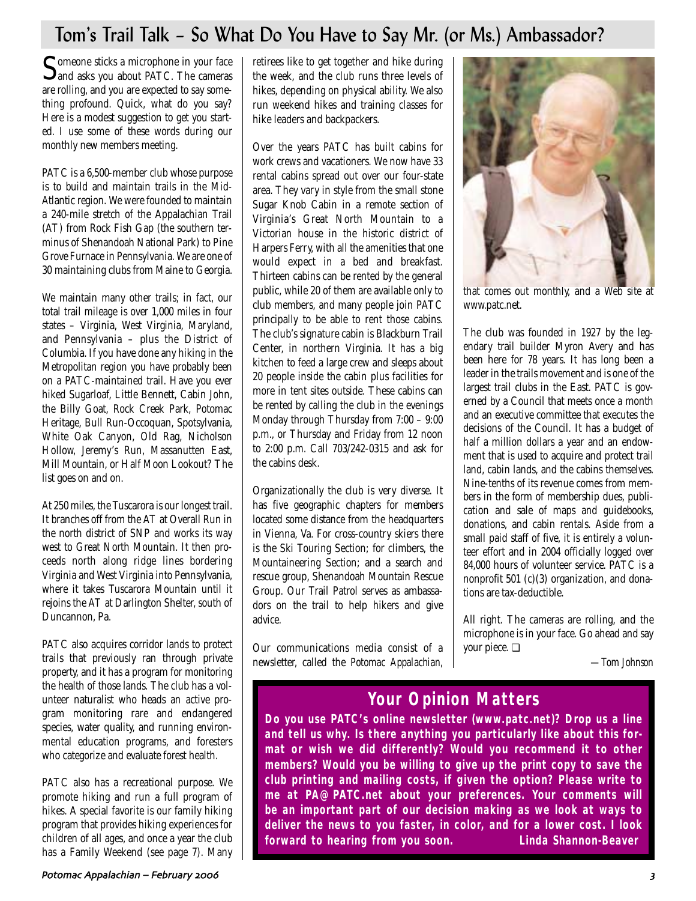## Tom's Trail Talk – So What Do You Have to Say Mr. (or Ms.) Ambassador?

Someone sticks a microphone in your face and asks you about PATC. The cameras are rolling, and you are expected to say something profound. Quick, what do you say? Here is a modest suggestion to get you started. I use some of these words during our monthly new members meeting.

PATC is a 6,500-member club whose purpose is to build and maintain trails in the Mid-Atlantic region. We were founded to maintain a 240-mile stretch of the Appalachian Trail (AT) from Rock Fish Gap (the southern terminus of Shenandoah National Park) to Pine Grove Furnace in Pennsylvania. We are one of 30 maintaining clubs from Maine to Georgia.

We maintain many other trails; in fact, our total trail mileage is over 1,000 miles in four states – Virginia, West Virginia, Maryland, and Pennsylvania – plus the District of Columbia. If you have done any hiking in the Metropolitan region you have probably been on a PATC-maintained trail. Have you ever hiked Sugarloaf, Little Bennett, Cabin John, the Billy Goat, Rock Creek Park, Potomac Heritage, Bull Run-Occoquan, Spotsylvania, White Oak Canyon, Old Rag, Nicholson Hollow, Jeremy's Run, Massanutten East, Mill Mountain, or Half Moon Lookout? The list goes on and on.

At 250 miles, the Tuscarora is our longest trail. It branches off from the AT at Overall Run in the north district of SNP and works its way west to Great North Mountain. It then proceeds north along ridge lines bordering Virginia and West Virginia into Pennsylvania, where it takes Tuscarora Mountain until it rejoins the AT at Darlington Shelter, south of Duncannon, Pa.

PATC also acquires corridor lands to protect trails that previously ran through private property, and it has a program for monitoring the health of those lands. The club has a volunteer naturalist who heads an active program monitoring rare and endangered species, water quality, and running environmental education programs, and foresters who categorize and evaluate forest health.

PATC also has a recreational purpose. We promote hiking and run a full program of hikes. A special favorite is our family hiking program that provides hiking experiences for children of all ages, and once a year the club has a Family Weekend (see page 7). Many retirees like to get together and hike during the week, and the club runs three levels of hikes, depending on physical ability. We also run weekend hikes and training classes for hike leaders and backpackers.

Over the years PATC has built cabins for work crews and vacationers. We now have 33 rental cabins spread out over our four-state area. They vary in style from the small stone Sugar Knob Cabin in a remote section of Virginia's Great North Mountain to a Victorian house in the historic district of Harpers Ferry, with all the amenities that one would expect in a bed and breakfast. Thirteen cabins can be rented by the general public, while 20 of them are available only to club members, and many people join PATC principally to be able to rent those cabins. The club's signature cabin is Blackburn Trail Center, in northern Virginia. It has a big kitchen to feed a large crew and sleeps about 20 people inside the cabin plus facilities for more in tent sites outside. These cabins can be rented by calling the club in the evenings Monday through Thursday from 7:00 – 9:00 p.m., or Thursday and Friday from 12 noon to 2:00 p.m. Call 703/242-0315 and ask for the cabins desk.

Organizationally the club is very diverse. It has five geographic chapters for members located some distance from the headquarters in Vienna, Va. For cross-country skiers there is the Ski Touring Section; for climbers, the Mountaineering Section; and a search and rescue group, Shenandoah Mountain Rescue Group. Our Trail Patrol serves as ambassadors on the trail to help hikers and give advice.

Our communications media consist of a newsletter, called the *Potomac Appalachian*, that comes out monthly, and a Web site at www.patc.net.

The club was founded in 1927 by the legendary trail builder Myron Avery and has been here for 78 years. It has long been a leader in the trails movement and is one of the largest trail clubs in the East. PATC is governed by a Council that meets once a month and an executive committee that executes the decisions of the Council. It has a budget of half a million dollars a year and an endowment that is used to acquire and protect trail land, cabin lands, and the cabins themselves. Nine-tenths of its revenue comes from members in the form of membership dues, publication and sale of maps and guidebooks, donations, and cabin rentals. Aside from a small paid staff of five, it is entirely a volunteer effort and in 2004 officially logged over 84,000 hours of volunteer service. PATC is a nonprofit 501 (c)(3) organization, and donations are tax-deductible.

All right. The cameras are rolling, and the microphone is in your face. Go ahead and say your piece. ❑

*—Tom Johnson*

## Your Opinion Matters

**Do you use PATC's online newsletter (www.patc.net)? Drop us a line and tell us why. Is there anything you particularly like about this format or wish we did differently? Would you recommend it to other members? Would you be willing to give up the print copy to save the club printing and mailing costs, if given the option? Please write to me at PA@PATC.net about your preferences. Your comments will be an important part of our decision making as we look at ways to deliver the news to you faster, in color, and for a lower cost. I look forward to hearing from you soon. Linda Shannon-Beaver**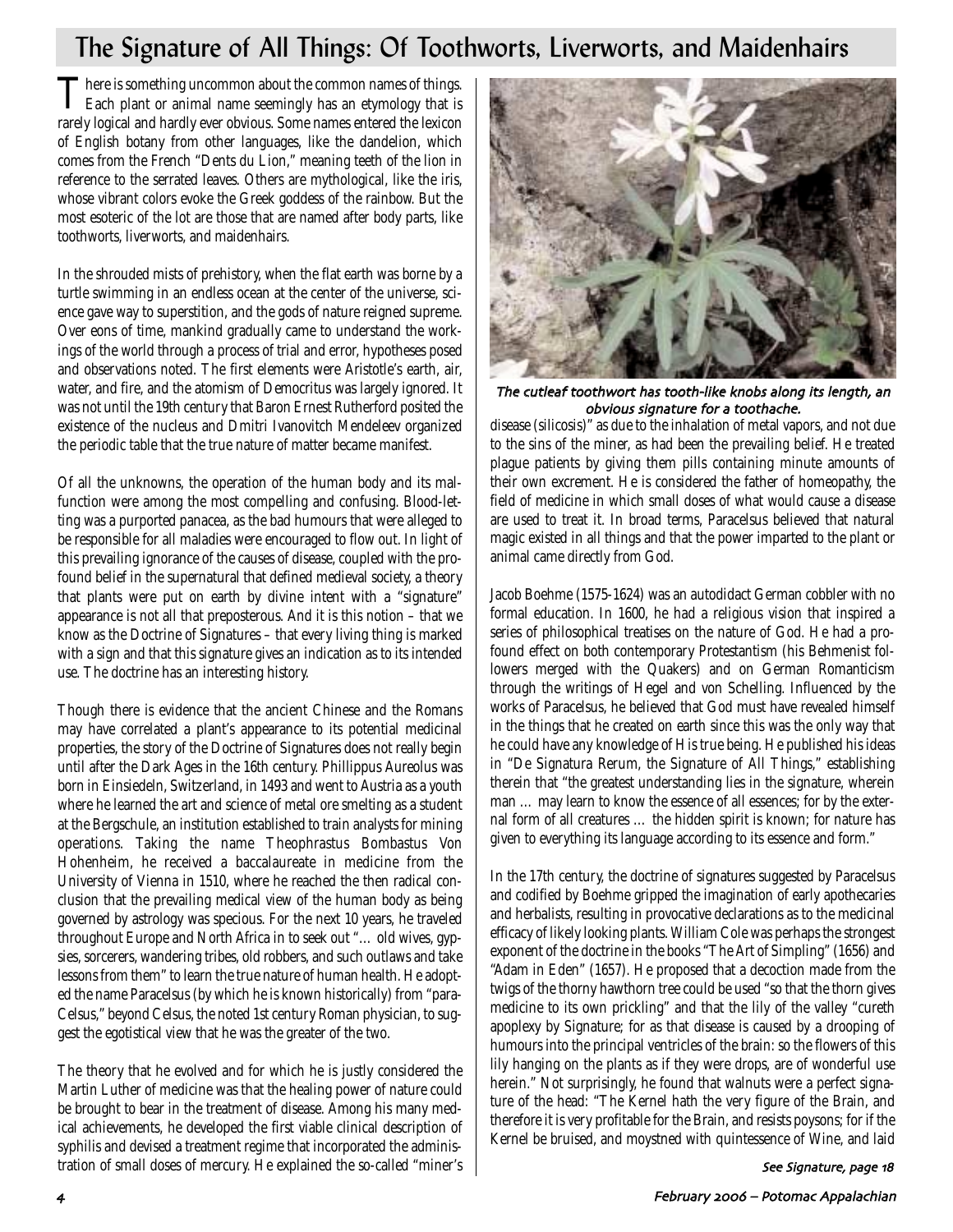# The Signature of All Things: Of Toothworts, Liverworts, and Maidenhairs

There is something uncommon about the common names of things. Each plant or animal name seemingly has an etymology that is rarely logical and hardly ever obvious. Some names entered the lexicon of English botany from other languages, like the dandelion, which comes from the French "Dents du Lion," meaning teeth of the lion in reference to the serrated leaves. Others are mythological, like the iris, whose vibrant colors evoke the Greek goddess of the rainbow. But the most esoteric of the lot are those that are named after body parts, like toothworts, liverworts, and maidenhairs.

In the shrouded mists of prehistory, when the flat earth was borne by a turtle swimming in an endless ocean at the center of the universe, science gave way to superstition, and the gods of nature reigned supreme. Over eons of time, mankind gradually came to understand the workings of the world through a process of trial and error, hypotheses posed and observations noted. The first elements were Aristotle's earth, air, water, and fire, and the atomism of Democritus was largely ignored. It was not until the 19th century that Baron Ernest Rutherford posited the existence of the nucleus and Dmitri Ivanovitch Mendeleev organized the periodic table that the true nature of matter became manifest.

Of all the unknowns, the operation of the human body and its malfunction were among the most compelling and confusing. Blood-letting was a purported panacea, as the bad humours that were alleged to be responsible for all maladies were encouraged to flow out. In light of this prevailing ignorance of the causes of disease, coupled with the profound belief in the supernatural that defined medieval society, a theory that plants were put on earth by divine intent with a "signature" appearance is not all that preposterous. And it is this notion – that we know as the Doctrine of Signatures – that every living thing is marked with a sign and that this signature gives an indication as to its intended use. The doctrine has an interesting history.

Though there is evidence that the ancient Chinese and the Romans may have correlated a plant's appearance to its potential medicinal properties, the story of the Doctrine of Signatures does not really begin until after the Dark Ages in the 16th century. Phillippus Aureolus was born in Einsiedeln, Switzerland, in 1493 and went to Austria as a youth where he learned the art and science of metal ore smelting as a student at the Bergschule, an institution established to train analysts for mining operations. Taking the name Theophrastus Bombastus Von Hohenheim, he received a baccalaureate in medicine from the University of Vienna in 1510, where he reached the then radical conclusion that the prevailing medical view of the human body as being governed by astrology was specious. For the next 10 years, he traveled throughout Europe and North Africa in to seek out "… old wives, gypsies, sorcerers, wandering tribes, old robbers, and such outlaws and take lessons from them" to learn the true nature of human health. He adopted the name Paracelsus (by which he is known historically) from "para-Celsus," beyond Celsus, the noted 1st century Roman physician, to suggest the egotistical view that he was the greater of the two.

The theory that he evolved and for which he is justly considered the Martin Luther of medicine was that the healing power of nature could be brought to bear in the treatment of disease. Among his many medical achievements, he developed the first viable clinical description of syphilis and devised a treatment regime that incorporated the administration of small doses of mercury. He explained the so-called "miner's disease (silicosis)" as due to the inhalation of metal vapors, and not due to the sins of the miner, as had been the prevailing belief. He treated plague patients by giving them pills containing minute amounts of their own excrement. He is considered the father of homeopathy, the field of medicine in which small doses of what would cause a disease are used to treat it. In broad terms, Paracelsus believed that natural magic existed in all things and that the power imparted to the plant or animal came directly from God.

*The cutleaf toothwort has tooth-like knobs along its length, an obvious signature for a toothache.*

Jacob Boehme (1575-1624) was an autodidact German cobbler with no formal education. In 1600, he had a religious vision that inspired a series of philosophical treatises on the nature of God. He had a profound effect on both contemporary Protestantism (his Behmenist followers merged with the Quakers) and on German Romanticism through the writings of Hegel and von Schelling. Influenced by the works of Paracelsus, he believed that God must have revealed himself in the things that he created on earth since this was the only way that he could have any knowledge of His true being. He published his ideas in "De Signatura Rerum, the Signature of All Things," establishing therein that "the greatest understanding lies in the signature, wherein man … may learn to know the essence of all essences; for by the external form of all creatures … the hidden spirit is known; for nature has given to everything its language according to its essence and form."

In the 17th century, the doctrine of signatures suggested by Paracelsus and codified by Boehme gripped the imagination of early apothecaries and herbalists, resulting in provocative declarations as to the medicinal efficacy of likely looking plants. William Cole was perhaps the strongest exponent of the doctrine in the books "The Art of Simpling" (1656) and "Adam in Eden" (1657). He proposed that a decoction made from the twigs of the thorny hawthorn tree could be used "so that the thorn gives medicine to its own prickling" and that the lily of the valley "cureth apoplexy by Signature; for as that disease is caused by a drooping of humours into the principal ventricles of the brain: so the flowers of this lily hanging on the plants as if they were drops, are of wonderful use herein." Not surprisingly, he found that walnuts were a perfect signature of the head: "The Kernel hath the very figure of the Brain, and therefore it is very profitable for the Brain, and resists poysons; for if the Kernel be bruised, and moystned with quintessence of Wine, and laid

*See Signature, page 18*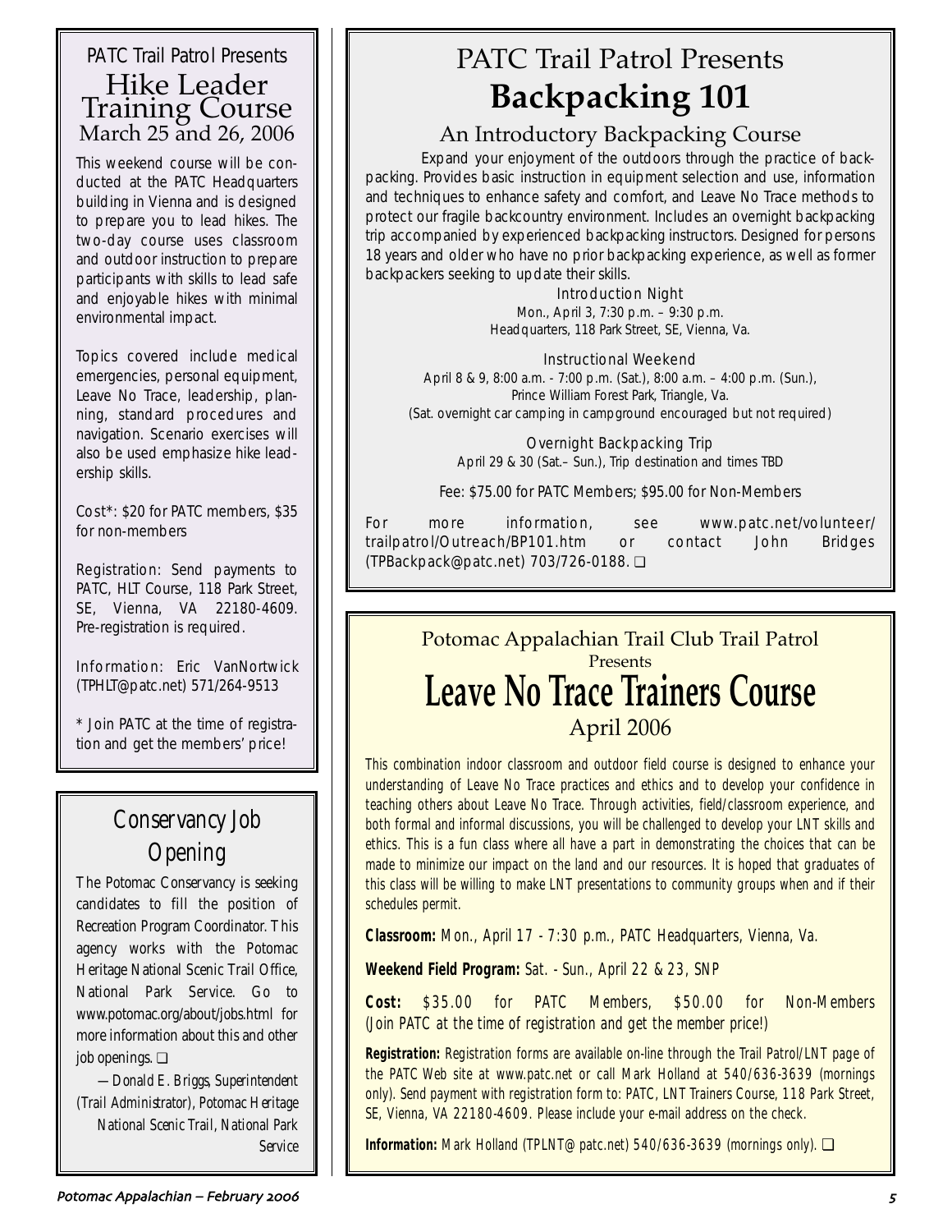## PATC Trail Patrol Presents Hike Leader Training Course

### March 25 and 26, 2006

This weekend course will be conducted at the PATC Headquarters building in Vienna and is designed to prepare you to lead hikes. The two-day course uses classroom and outdoor instruction to prepare participants with skills to lead safe and enjoyable hikes with minimal environmental impact.

Topics covered include medical emergencies, personal equipment, Leave No Trace, leadership, planning, standard procedures and navigation. Scenario exercises will also be used emphasize hike leadership skills.

Cost*: $20 for PATC members, $35 for non-members

Registration: Send payments to PATC, HLT Course, 118 Park Street, SE, Vienna, VA 22180-4609. Pre-registration is required.

Information: Eric VanNortwick (TPHLT@patc.net) 571/264-9513

* Join PATC at the time of registration and get the members' price!

## Conservancy Job Opening

The Potomac Conservancy is seeking candidates to fill the position of Recreation Program Coordinator. This agency works with the Potomac Heritage National Scenic Trail Office, National Park Service. Go to www.potomac.org/about/jobs.html for more information about this and other job openings. ❑

*—Donald E. Briggs, Superintendent (Trail Administrator), Potomac Heritage National Scenic Trail, National Park Service*

## PATC Trail Patrol Presents **Backpacking 101**

### An Introductory Backpacking Course

Expand your enjoyment of the outdoors through the practice of backpacking. Provides basic instruction in equipment selection and use, information and techniques to enhance safety and comfort, and Leave No Trace methods to protect our fragile backcountry environment. Includes an overnight backpacking trip accompanied by experienced backpacking instructors. Designed for persons 18 years and older who have no prior backpacking experience, as well as former backpackers seeking to update their skills.

Introduction Night
Mon., April 3, 7:30 p.m. – 9:30 p.m.
Headquarters, 118 Park Street, SE, Vienna, Va.

Instructional Weekend
April 8 & 9, 8:00 a.m. - 7:00 p.m. (Sat.), 8:00 a.m. – 4:00 p.m. (Sun.),
Prince William Forest Park, Triangle, Va.
(Sat. overnight car camping in campground encouraged but not required)

Overnight Backpacking Trip
April 29 & 30 (Sat.– Sun.), Trip destination and times TBD

Fee: $75.00 for PATC Members; $95.00 for Non-Members

For more information, see www.patc.net/volunteer/trailpatrol/Outreach/BP101.htm or contact John Bridges (TPBackpack@patc.net) 703/726-0188. ❑

## Potomac Appalachian Trail Club Trail Patrol Presents **Leave No Trace Trainers Course**

### April 2006

This combination indoor classroom and outdoor field course is designed to enhance your understanding of Leave No Trace practices and ethics and to develop your confidence in teaching others about Leave No Trace. Through activities, field/classroom experience, and both formal and informal discussions, you will be challenged to develop your LNT skills and ethics. This is a fun class where all have a part in demonstrating the choices that can be made to minimize our impact on the land and our resources. It is hoped that graduates of this class will be willing to make LNT presentations to community groups when and if their schedules permit.

**Classroom:** Mon., April 17 - 7:30 p.m., PATC Headquarters, Vienna, Va.

**Weekend Field Program:** Sat. - Sun., April 22 & 23, SNP

**Cost:** $35.00 for PATC Members, $50.00 for Non-Members (Join PATC at the time of registration and get the member price!)

**Registration:** Registration forms are available on-line through the Trail Patrol/LNT page of the PATC Web site at www.patc.net or call Mark Holland at 540/636-3639 (mornings only). Send payment with registration form to: PATC, LNT Trainers Course, 118 Park Street, SE, Vienna, VA 22180-4609. Please include your e-mail address on the check.

**Information:** Mark Holland (TPLNT@patc.net) 540/636-3639 (mornings only). ❑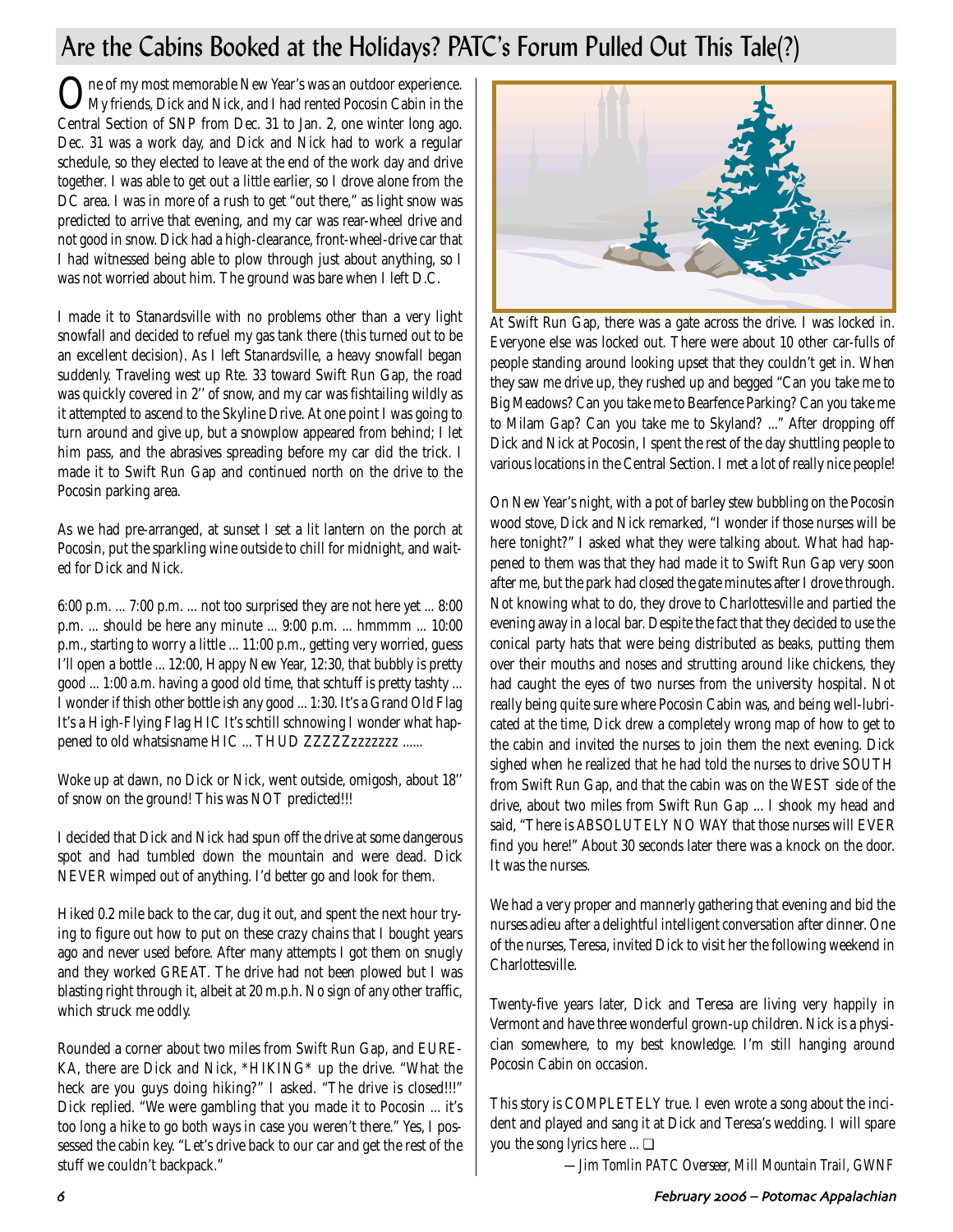# Are the Cabins Booked at the Holidays? PATC's Forum Pulled Out This Tale(?)

One of my most memorable New Year's was an outdoor experience. My friends, Dick and Nick, and I had rented Pocosin Cabin in the Central Section of SNP from Dec. 31 to Jan. 2, one winter long ago. Dec. 31 was a work day, and Dick and Nick had to work a regular schedule, so they elected to leave at the end of the work day and drive together. I was able to get out a little earlier, so I drove alone from the DC area. I was in more of a rush to get "out there," as light snow was predicted to arrive that evening, and my car was rear-wheel drive and not good in snow. Dick had a high-clearance, front-wheel-drive car that I had witnessed being able to plow through just about anything, so I was not worried about him. The ground was bare when I left D.C.

I made it to Stanardsville with no problems other than a very light snowfall and decided to refuel my gas tank there (this turned out to be an excellent decision). As I left Stanardsville, a heavy snowfall began suddenly. Traveling west up Rte. 33 toward Swift Run Gap, the road was quickly covered in 2'' of snow, and my car was fishtailing wildly as it attempted to ascend to the Skyline Drive. At one point I was going to turn around and give up, but a snowplow appeared from behind; I let him pass, and the abrasives spreading before my car did the trick. I made it to Swift Run Gap and continued north on the drive to the Pocosin parking area.

As we had pre-arranged, at sunset I set a lit lantern on the porch at Pocosin, put the sparkling wine outside to chill for midnight, and waited for Dick and Nick.

6:00 p.m. ... 7:00 p.m. ... not too surprised they are not here yet ... 8:00 p.m. ... should be here any minute ... 9:00 p.m. ... hmmmm ... 10:00 p.m., starting to worry a little ... 11:00 p.m., getting very worried, guess I'll open a bottle ... 12:00, Happy New Year, 12:30, that bubbly is pretty good ... 1:00 a.m. having a good old time, that schtuff is pretty tashty ... I wonder if thish other bottle ish any good ... 1:30. It's a Grand Old Flag It's a High-Flying Flag HIC It's schtill schnowing I wonder what happened to old whatsisname HIC ... THUD ZZZZZzzzzzzz ......

Woke up at dawn, no Dick or Nick, went outside, omigosh, about 18'' of snow on the ground! This was NOT predicted!!!

I decided that Dick and Nick had spun off the drive at some dangerous spot and had tumbled down the mountain and were dead. Dick NEVER wimped out of anything. I'd better go and look for them.

Hiked 0.2 mile back to the car, dug it out, and spent the next hour trying to figure out how to put on these crazy chains that I bought years ago and never used before. After many attempts I got them on snugly and they worked GREAT. The drive had not been plowed but I was blasting right through it, albeit at 20 m.p.h. No sign of any other traffic, which struck me oddly.

Rounded a corner about two miles from Swift Run Gap, and EUREKA, there are Dick and Nick, \*HIKING\* up the drive. "What the heck are you guys doing hiking?" I asked. "The drive is closed!!!" Dick replied. "We were gambling that you made it to Pocosin ... it's too long a hike to go both ways in case you weren't there." Yes, I possessed the cabin key. "Let's drive back to our car and get the rest of the stuff we couldn't backpack."

At Swift Run Gap, there was a gate across the drive. I was locked in. Everyone else was locked out. There were about 10 other car-fulls of people standing around looking upset that they couldn't get in. When they saw me drive up, they rushed up and begged "Can you take me to Big Meadows? Can you take me to Bearfence Parking? Can you take me to Milam Gap? Can you take me to Skyland? ..." After dropping off Dick and Nick at Pocosin, I spent the rest of the day shuttling people to various locations in the Central Section. I met a lot of really nice people!

On New Year's night, with a pot of barley stew bubbling on the Pocosin wood stove, Dick and Nick remarked, "I wonder if those nurses will be here tonight?" I asked what they were talking about. What had happened to them was that they had made it to Swift Run Gap very soon after me, but the park had closed the gate minutes after I drove through. Not knowing what to do, they drove to Charlottesville and partied the evening away in a local bar. Despite the fact that they decided to use the conical party hats that were being distributed as beaks, putting them over their mouths and noses and strutting around like chickens, they had caught the eyes of two nurses from the university hospital. Not really being quite sure where Pocosin Cabin was, and being well-lubricated at the time, Dick drew a completely wrong map of how to get to the cabin and invited the nurses to join them the next evening. Dick sighed when he realized that he had told the nurses to drive SOUTH from Swift Run Gap, and that the cabin was on the WEST side of the drive, about two miles from Swift Run Gap ... I shook my head and said, "There is ABSOLUTELY NO WAY that those nurses will EVER find you here!" About 30 seconds later there was a knock on the door. It was the nurses.

We had a very proper and mannerly gathering that evening and bid the nurses adieu after a delightful intelligent conversation after dinner. One of the nurses, Teresa, invited Dick to visit her the following weekend in Charlottesville.

Twenty-five years later, Dick and Teresa are living very happily in Vermont and have three wonderful grown-up children. Nick is a physician somewhere, to my best knowledge. I'm still hanging around Pocosin Cabin on occasion.

This story is COMPLETELY true. I even wrote a song about the incident and played and sang it at Dick and Teresa's wedding. I will spare you the song lyrics here ... ❑

*—Jim Tomlin PATC Overseer, Mill Mountain Trail, GWNF*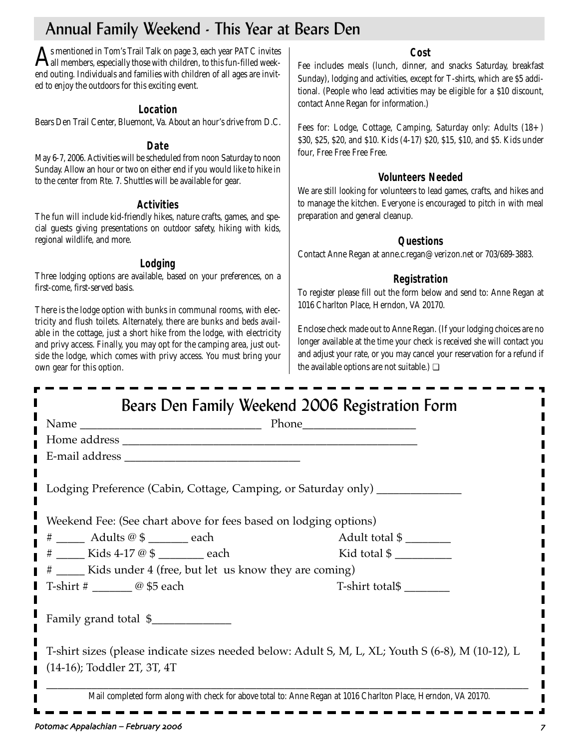# Annual Family Weekend - This Year at Bears Den

As mentioned in Tom's Trail Talk on page 3, each year PATC invites all members, especially those with children, to this fun-filled weekend outing. Individuals and families with children of all ages are invited to enjoy the outdoors for this exciting event.

### Location

Bears Den Trail Center, Bluemont, Va. About an hour's drive from D.C.

### Date

May 6-7, 2006. Activities will be scheduled from noon Saturday to noon Sunday. Allow an hour or two on either end if you would like to hike in to the center from Rte. 7. Shuttles will be available for gear.

### Activities

The fun will include kid-friendly hikes, nature crafts, games, and special guests giving presentations on outdoor safety, hiking with kids, regional wildlife, and more.

### Lodging

Three lodging options are available, based on your preferences, on a first-come, first-served basis.

There is the lodge option with bunks in communal rooms, with electricity and flush toilets. Alternately, there are bunks and beds available in the cottage, just a short hike from the lodge, with electricity and privy access. Finally, you may opt for the camping area, just outside the lodge, which comes with privy access. You must bring your own gear for this option.

### Cost

Fee includes meals (lunch, dinner, and snacks Saturday, breakfast Sunday), lodging and activities, except for T-shirts, which are $5 additional. (People who lead activities may be eligible for a $10 discount, contact Anne Regan for information.)

Fees for: Lodge, Cottage, Camping, Saturday only: Adults (18+) $30, $25, $20, and $10. Kids (4-17) $20, $15, $10, and $5. Kids under four, Free Free Free Free.

### Volunteers Needed

We are still looking for volunteers to lead games, crafts, and hikes and to manage the kitchen. Everyone is encouraged to pitch in with meal preparation and general cleanup.

### Questions

Contact Anne Regan at anne.c.regan@verizon.net or 703/689-3883.

### Registration

To register please fill out the form below and send to: Anne Regan at 1016 Charlton Place, Herndon, VA 20170.

Enclose check made out to Anne Regan. (If your lodging choices are no longer available at the time your check is received she will contact you and adjust your rate, or you may cancel your reservation for a refund if the available options are not suitable.) ❑

---

## Bears Den Family Weekend 2006 Registration Form

Name ______________________________ Phone__________________

Home address ________________________________________________

E-mail address ____________________________

Lodging Preference (Cabin, Cottage, Camping, or Saturday only) ______________

Weekend Fee: (See chart above for fees based on lodging options)

# _____ Adults @ $ _______ each Adult total $ ________

# _____ Kids 4-17 @ $ ________ each Kid total $ _________

# _____ Kids under 4 (free, but let us know they are coming)

T-shirt # _______ @ $5 each T-shirt total$ ________

Family grand total $_____________

T-shirt sizes (please indicate sizes needed below: Adult S, M, L, XL; Youth S (6-8), M (10-12), L (14-16); Toddler 2T, 3T, 4T

_____________________________________________________________________________

Mail completed form along with check for above total to: Anne Regan at 1016 Charlton Place, Herndon, VA 20170.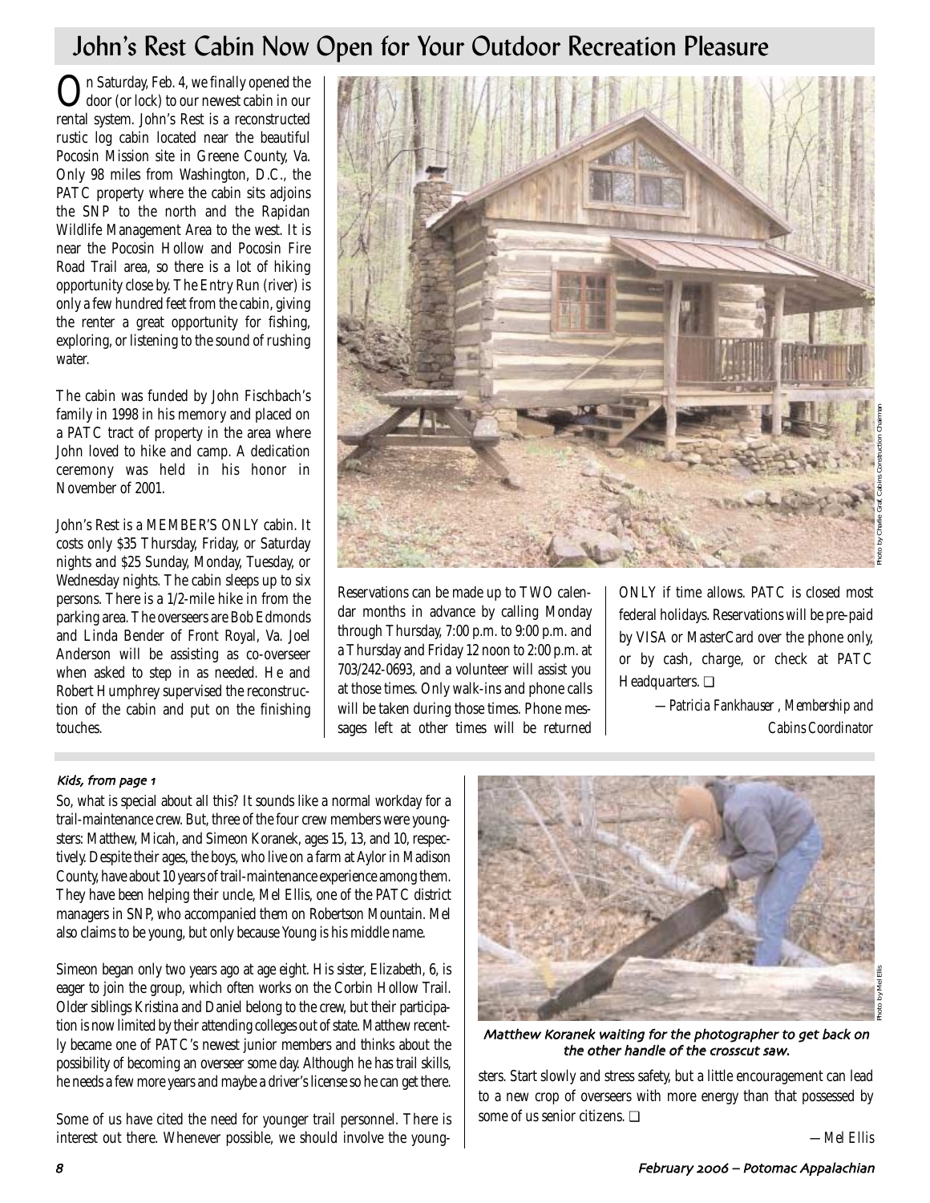# John's Rest Cabin Now Open for Your Outdoor Recreation Pleasure

On Saturday, Feb. 4, we finally opened the door (or lock) to our newest cabin in our rental system. John's Rest is a reconstructed rustic log cabin located near the beautiful Pocosin Mission site in Greene County, Va. Only 98 miles from Washington, D.C., the PATC property where the cabin sits adjoins the SNP to the north and the Rapidan Wildlife Management Area to the west. It is near the Pocosin Hollow and Pocosin Fire Road Trail area, so there is a lot of hiking opportunity close by. The Entry Run (river) is only a few hundred feet from the cabin, giving the renter a great opportunity for fishing, exploring, or listening to the sound of rushing water.

The cabin was funded by John Fischbach's family in 1998 in his memory and placed on a PATC tract of property in the area where John loved to hike and camp. A dedication ceremony was held in his honor in November of 2001.

John's Rest is a MEMBER'S ONLY cabin. It costs only $35 Thursday, Friday, or Saturday nights and $25 Sunday, Monday, Tuesday, or Wednesday nights. The cabin sleeps up to six persons. There is a 1/2-mile hike in from the parking area. The overseers are Bob Edmonds and Linda Bender of Front Royal, Va. Joel Anderson will be assisting as co-overseer when asked to step in as needed. He and Robert Humphrey supervised the reconstruction of the cabin and put on the finishing touches.

Photo by Charlie Graf, Cabins Construction Chairman

Reservations can be made up to TWO calendar months in advance by calling Monday through Thursday, 7:00 p.m. to 9:00 p.m. and a Thursday and Friday 12 noon to 2:00 p.m. at 703/242-0693, and a volunteer will assist you at those times. Only walk-ins and phone calls will be taken during those times. Phone messages left at other times will be returned ONLY if time allows. PATC is closed most federal holidays. Reservations will be pre-paid by VISA or MasterCard over the phone only, or by cash, charge, or check at PATC Headquarters. ❑

*—Patricia Fankhauser , Membership and Cabins Coordinator*

---

*Kids, from page 1*

So, what is special about all this? It sounds like a normal workday for a trail-maintenance crew. But, three of the four crew members were youngsters: Matthew, Micah, and Simeon Koranek, ages 15, 13, and 10, respectively. Despite their ages, the boys, who live on a farm at Aylor in Madison County, have about 10 years of trail-maintenance experience among them. They have been helping their uncle, Mel Ellis, one of the PATC district managers in SNP, who accompanied them on Robertson Mountain. Mel also claims to be young, but only because Young is his middle name.

Simeon began only two years ago at age eight. His sister, Elizabeth, 6, is eager to join the group, which often works on the Corbin Hollow Trail. Older siblings Kristina and Daniel belong to the crew, but their participation is now limited by their attending colleges out of state. Matthew recently became one of PATC's newest junior members and thinks about the possibility of becoming an overseer some day. Although he has trail skills, he needs a few more years and maybe a driver's license so he can get there.

Some of us have cited the need for younger trail personnel. There is interest out there. Whenever possible, we should involve the youngsters. Start slowly and stress safety, but a little encouragement can lead to a new crop of overseers with more energy than that possessed by some of us senior citizens. ❑

*—Mel Ellis*

Photo by Mel Ellis

*Matthew Koranek waiting for the photographer to get back on the other handle of the crosscut saw.*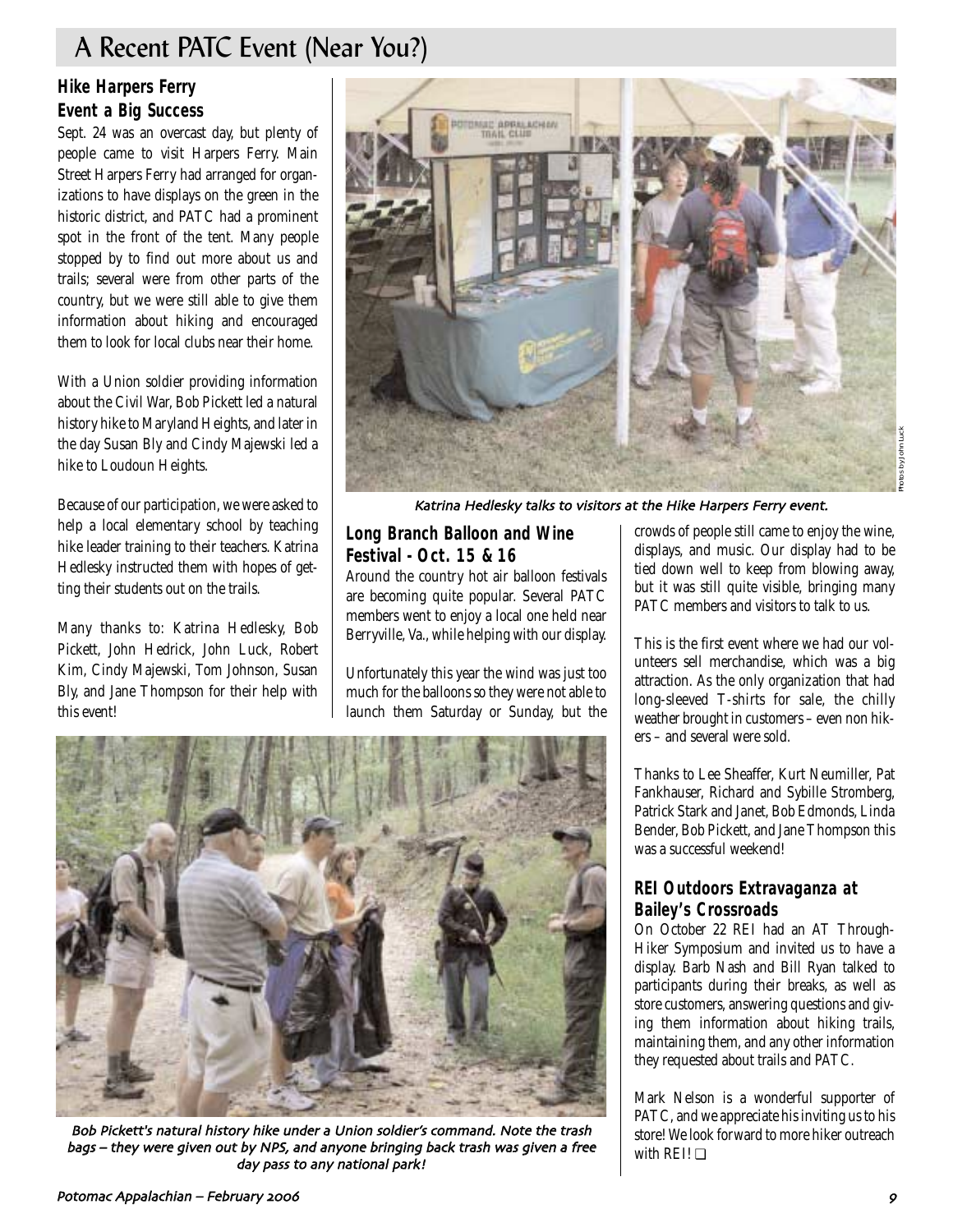# A Recent PATC Event (Near You?)

## Hike Harpers Ferry Event a Big Success

Sept. 24 was an overcast day, but plenty of people came to visit Harpers Ferry. Main Street Harpers Ferry had arranged for organizations to have displays on the green in the historic district, and PATC had a prominent spot in the front of the tent. Many people stopped by to find out more about us and trails; several were from other parts of the country, but we were still able to give them information about hiking and encouraged them to look for local clubs near their home.

With a Union soldier providing information about the Civil War, Bob Pickett led a natural history hike to Maryland Heights, and later in the day Susan Bly and Cindy Majewski led a hike to Loudoun Heights.

Because of our participation, we were asked to help a local elementary school by teaching hike leader training to their teachers. Katrina Hedlesky instructed them with hopes of getting their students out on the trails.

Many thanks to: Katrina Hedlesky, Bob Pickett, John Hedrick, John Luck, Robert Kim, Cindy Majewski, Tom Johnson, Susan Bly, and Jane Thompson for their help with this event!

Photos by John Luck

*Katrina Hedlesky talks to visitors at the Hike Harpers Ferry event.*

## Long Branch Balloon and Wine Festival - Oct. 15 & 16

Around the country hot air balloon festivals are becoming quite popular. Several PATC members went to enjoy a local one held near Berryville, Va., while helping with our display.

Unfortunately this year the wind was just too much for the balloons so they were not able to launch them Saturday or Sunday, but the crowds of people still came to enjoy the wine, displays, and music. Our display had to be tied down well to keep from blowing away, but it was still quite visible, bringing many PATC members and visitors to talk to us.

This is the first event where we had our volunteers sell merchandise, which was a big attraction. As the only organization that had long-sleeved T-shirts for sale, the chilly weather brought in customers – even non hikers – and several were sold.

Thanks to Lee Sheaffer, Kurt Neumiller, Pat Fankhauser, Richard and Sybille Stromberg, Patrick Stark and Janet, Bob Edmonds, Linda Bender, Bob Pickett, and Jane Thompson this was a successful weekend!

*Bob Pickett's natural history hike under a Union soldier's command. Note the trash bags – they were given out by NPS, and anyone bringing back trash was given a free day pass to any national park!*

## REI Outdoors Extravaganza at Bailey's Crossroads

On October 22 REI had an AT Through-Hiker Symposium and invited us to have a display. Barb Nash and Bill Ryan talked to participants during their breaks, as well as store customers, answering questions and giving them information about hiking trails, maintaining them, and any other information they requested about trails and PATC.

Mark Nelson is a wonderful supporter of PATC, and we appreciate his inviting us to his store! We look forward to more hiker outreach with REI! ❏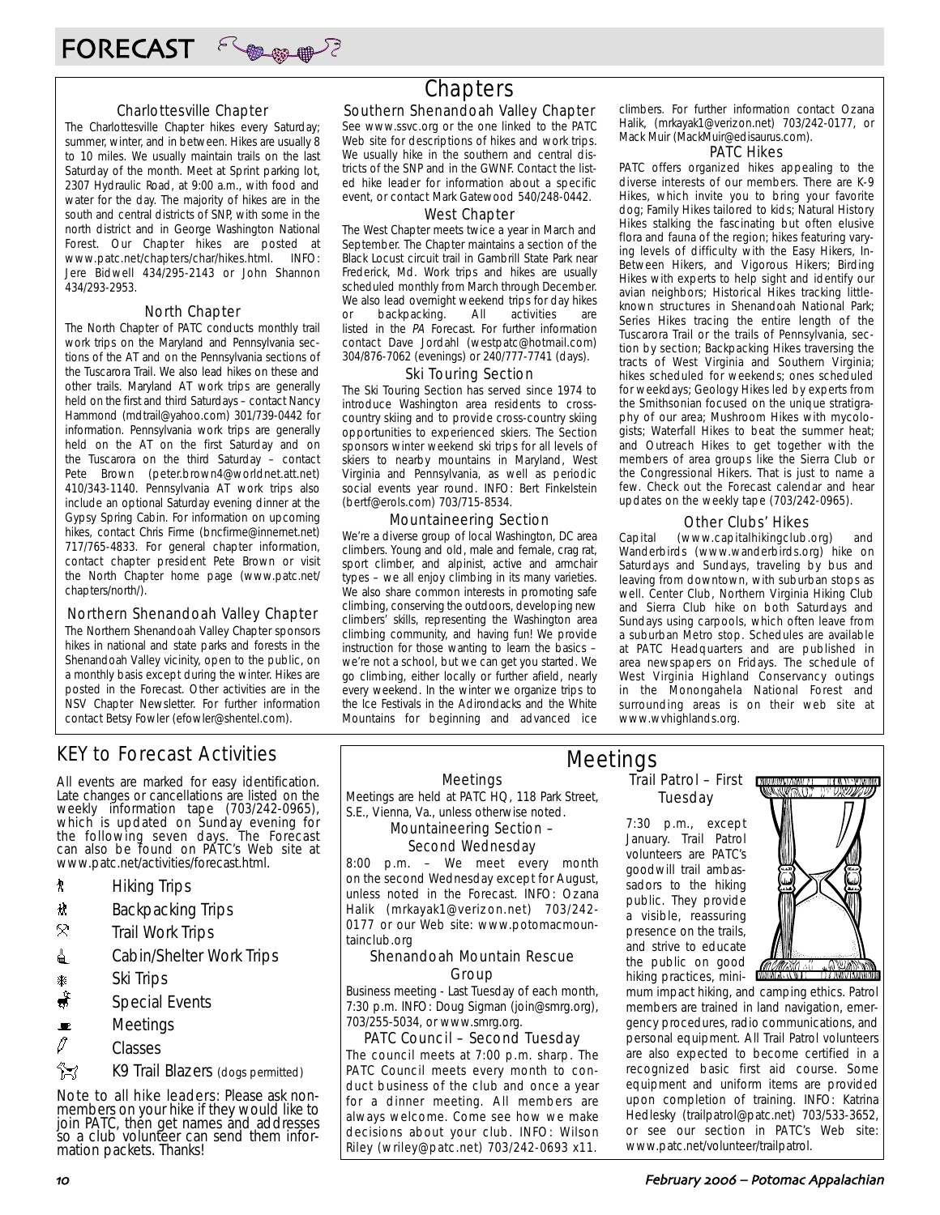# FORECAST

## Chapters

### Charlottesville Chapter

The Charlottesville Chapter hikes every Saturday; summer, winter, and in between. Hikes are usually 8 to 10 miles. We usually maintain trails on the last Saturday of the month. Meet at Sprint parking lot, 2307 Hydraulic Road, at 9:00 a.m., with food and water for the day. The majority of hikes are in the south and central districts of SNP, with some in the north district and in George Washington National Forest. Our Chapter hikes are posted at www.patc.net/chapters/char/hikes.html. INFO: Jere Bidwell 434/295-2143 or John Shannon 434/293-2953.

### North Chapter

The North Chapter of PATC conducts monthly trail work trips on the Maryland and Pennsylvania sections of the AT and on the Pennsylvania sections of the Tuscarora Trail. We also lead hikes on these and other trails. Maryland AT work trips are generally held on the first and third Saturdays – contact Nancy Hammond (mdtrail@yahoo.com) 301/739-0442 for information. Pennsylvania work trips are generally held on the AT on the first Saturday and on the Tuscarora on the third Saturday – contact Pete Brown (peter.brown4@worldnet.att.net) 410/343-1140. Pennsylvania AT work trips also include an optional Saturday evening dinner at the Gypsy Spring Cabin. For information on upcoming hikes, contact Chris Firme (bncfirme@innernet.net) 717/765-4833. For general chapter information, contact chapter president Pete Brown or visit the North Chapter home page (www.patc.net/chapters/north/).

### Northern Shenandoah Valley Chapter

The Northern Shenandoah Valley Chapter sponsors hikes in national and state parks and forests in the Shenandoah Valley vicinity, open to the public, on a monthly basis except during the winter. Hikes are posted in the Forecast. Other activities are in the NSV Chapter Newsletter. For further information contact Betsy Fowler (efowler@shentel.com).

### Southern Shenandoah Valley Chapter

See www.ssvc.org or the one linked to the PATC Web site for descriptions of hikes and work trips. We usually hike in the southern and central districts of the SNP and in the GWNF. Contact the listed hike leader for information about a specific event, or contact Mark Gatewood 540/248-0442.

### West Chapter

The West Chapter meets twice a year in March and September. The Chapter maintains a section of the Black Locust circuit trail in Gambrill State Park near Frederick, Md. Work trips and hikes are usually scheduled monthly from March through December. We also lead overnight weekend trips for day hikes or backpacking. All activities are listed in the *PA* Forecast. For further information contact Dave Jordahl (westpatc@hotmail.com) 304/876-7062 (evenings) or 240/777-7741 (days).

### Ski Touring Section

The Ski Touring Section has served since 1974 to introduce Washington area residents to cross-country skiing and to provide cross-country skiing opportunities to experienced skiers. The Section sponsors winter weekend ski trips for all levels of skiers to nearby mountains in Maryland, West Virginia and Pennsylvania, as well as periodic social events year round. INFO: Bert Finkelstein (bertf@erols.com) 703/715-8534.

### Mountaineering Section

We're a diverse group of local Washington, DC area climbers. Young and old, male and female, crag rat, sport climber, and alpinist, active and armchair types – we all enjoy climbing in its many varieties. We also share common interests in promoting safe climbing, conserving the outdoors, developing new climbers' skills, representing the Washington area climbing community, and having fun! We provide instruction for those wanting to learn the basics – we're not a school, but we can get you started. We go climbing, either locally or further afield, nearly every weekend. In the winter we organize trips to the Ice Festivals in the Adirondacks and the White Mountains for beginning and advanced ice climbers. For further information contact Ozana Halik, (mrkayak1@verizon.net) 703/242-0177, or Mack Muir (MackMuir@edisaurus.com).

### PATC Hikes

PATC offers organized hikes appealing to the diverse interests of our members. There are K-9 Hikes, which invite you to bring your favorite dog; Family Hikes tailored to kids; Natural History Hikes stalking the fascinating but often elusive flora and fauna of the region; hikes featuring varying levels of difficulty with the Easy Hikers, In-Between Hikers, and Vigorous Hikers; Birding Hikes with experts to help sight and identify our avian neighbors; Historical Hikes tracking little-known structures in Shenandoah National Park; Series Hikes tracing the entire length of the Tuscarora Trail or the trails of Pennsylvania, section by section; Backpacking Hikes traversing the tracts of West Virginia and Southern Virginia; hikes scheduled for weekends; ones scheduled for weekdays; Geology Hikes led by experts from the Smithsonian focused on the unique stratigraphy of our area; Mushroom Hikes with mycologists; Waterfall Hikes to beat the summer heat; and Outreach Hikes to get together with the members of area groups like the Sierra Club or the Congressional Hikers. That is just to name a few. Check out the Forecast calendar and hear updates on the weekly tape (703/242-0965).

### Other Clubs' Hikes

Capital (www.capitalhikingclub.org) and Wanderbirds (www.wanderbirds.org) hike on Saturdays and Sundays, traveling by bus and leaving from downtown, with suburban stops as well. Center Club, Northern Virginia Hiking Club and Sierra Club hike on both Saturdays and Sundays using carpools, which often leave from a suburban Metro stop. Schedules are available at PATC Headquarters and are published in area newspapers on Fridays. The schedule of West Virginia Highland Conservancy outings in the Monongahela National Forest and surrounding areas is on their web site at www.wvhighlands.org.

## KEY to Forecast Activities

All events are marked for easy identification. Late changes or cancellations are listed on the weekly information tape (703/242-0965), which is updated on Sunday evening for the following seven days. The Forecast can also be found on PATC's Web site at www.patc.net/activities/forecast.html.

- Hiking Trips
- Backpacking Trips
- Trail Work Trips
- Cabin/Shelter Work Trips
- Ski Trips
- Special Events
- Meetings
- Classes
- K9 Trail Blazers (dogs permitted)

Note to all hike leaders: Please ask non-members on your hike if they would like to join PATC, then get names and addresses so a club volunteer can send them information packets. Thanks!

## Meetings

### Meetings

Meetings are held at PATC HQ, 118 Park Street, S.E., Vienna, Va., unless otherwise noted.

### Mountaineering Section – Second Wednesday

8:00 p.m. – We meet every month on the second Wednesday except for August, unless noted in the Forecast. INFO: Ozana Halik (mrkayak1@verizon.net) 703/242-0177 or our Web site: www.potomacmountainclub.org

### Shenandoah Mountain Rescue Group

Business meeting - Last Tuesday of each month, 7:30 p.m. INFO: Doug Sigman (join@smrg.org), 703/255-5034, or www.smrg.org.

### PATC Council – Second Tuesday

The council meets at 7:00 p.m. sharp. The PATC Council meets every month to conduct business of the club and once a year for a dinner meeting. All members are always welcome. Come see how we make decisions about your club. INFO: Wilson Riley (wriley@patc.net) 703/242-0693 x11.

### Trail Patrol – First Tuesday

7:30 p.m., except January. Trail Patrol volunteers are PATC's goodwill trail ambassadors to the hiking public. They provide a visible, reassuring presence on the trails, and strive to educate the public on good hiking practices, minimum impact hiking, and camping ethics. Patrol members are trained in land navigation, emergency procedures, radio communications, and personal equipment. All Trail Patrol volunteers are also expected to become certified in a recognized basic first aid course. Some equipment and uniform items are provided upon completion of training. INFO: Katrina Hedlesky (trailpatrol@patc.net) 703/533-3652, or see our section in PATC's Web site: www.patc.net/volunteer/trailpatrol.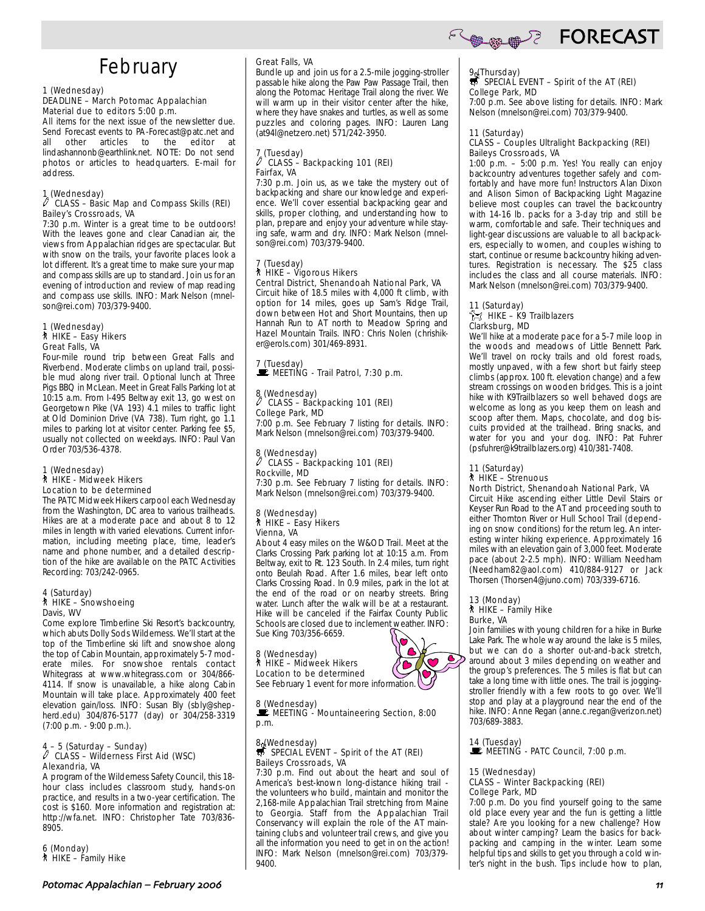# FORECAST

## February

1 (Wednesday)
DEADLINE – March Potomac Appalachian Material due to editors 5:00 p.m.
All items for the next issue of the newsletter due. Send Forecast events to PA-Forecast@patc.net and all other articles to the editor at lindashannonb@earthlink.net. NOTE: Do not send photos or articles to headquarters. E-mail for address.

1 (Wednesday)
CLASS – Basic Map and Compass Skills (REI)
Bailey's Crossroads, VA
7:30 p.m. Winter is a great time to be outdoors! With the leaves gone and clear Canadian air, the views from Appalachian ridges are spectacular. But with snow on the trails, your favorite places look a lot different. It's a great time to make sure your map and compass skills are up to standard. Join us for an evening of introduction and review of map reading and compass use skills. INFO: Mark Nelson (mnelson@rei.com) 703/379-9400.

1 (Wednesday)
HIKE – Easy Hikers
Great Falls, VA
Four-mile round trip between Great Falls and Riverbend. Moderate climbs on upland trail, possible mud along river trail. Optional lunch at Three Pigs BBQ in McLean. Meet in Great Falls Parking lot at 10:15 a.m. From I-495 Beltway exit 13, go west on Georgetown Pike (VA 193) 4.1 miles to traffic light at Old Dominion Drive (VA 738). Turn right, go 1.1 miles to parking lot at visitor center. Parking fee $5, usually not collected on weekdays. INFO: Paul Van Order 703/536-4378.

1 (Wednesday)
HIKE - Midweek Hikers
Location to be determined
The PATC Midweek Hikers carpool each Wednesday from the Washington, DC area to various trailheads. Hikes are at a moderate pace and about 8 to 12 miles in length with varied elevations. Current information, including meeting place, time, leader's name and phone number, and a detailed description of the hike are available on the PATC Activities Recording: 703/242-0965.

4 (Saturday)
HIKE – Snowshoeing
Davis, WV
Come explore Timberline Ski Resort's backcountry, which abuts Dolly Sods Wilderness. We'll start at the top of the Timberline ski lift and snowshoe along the top of Cabin Mountain, approximately 5-7 moderate miles. For snowshoe rentals contact Whitegrass at www.whitegrass.com or 304/866-4114. If snow is unavailable, a hike along Cabin Mountain will take place. Approximately 400 feet elevation gain/loss. INFO: Susan Bly (sbly@shepherd.edu) 304/876-5177 (day) or 304/258-3319 (7:00 p.m. - 9:00 p.m.).

4 – 5 (Saturday – Sunday)
CLASS – Wilderness First Aid (WSC)
Alexandria, VA
A program of the Wilderness Safety Council, this 18-hour class includes classroom study, hands-on practice, and results in a two-year certification. The cost is $160. More information and registration at: http://wfa.net. INFO: Christopher Tate 703/836-8905.

6 (Monday)
HIKE – Family Hike
Great Falls, VA
Bundle up and join us for a 2.5-mile jogging-stroller passable hike along the Paw Paw Passage Trail, then along the Potomac Heritage Trail along the river. We will warm up in their visitor center after the hike, where they have snakes and turtles, as well as some puzzles and coloring pages. INFO: Lauren Lang (at94l@netzero.net) 571/242-3950.

7 (Tuesday)
CLASS – Backpacking 101 (REI)
Fairfax, VA
7:30 p.m. Join us, as we take the mystery out of backpacking and share our knowledge and experience. We'll cover essential backpacking gear and skills, proper clothing, and understanding how to plan, prepare and enjoy your adventure while staying safe, warm and dry. INFO: Mark Nelson (mnelson@rei.com) 703/379-9400.

7 (Tuesday)
HIKE – Vigorous Hikers
Central District, Shenandoah National Park, VA
Circuit hike of 18.5 miles with 4,000 ft climb, with option for 14 miles, goes up Sam's Ridge Trail, down between Hot and Short Mountains, then up Hannah Run to AT north to Meadow Spring and Hazel Mountain Trails. INFO: Chris Nolen (chrishiker@erols.com) 301/469-8931.

7 (Tuesday)
MEETING - Trail Patrol, 7:30 p.m.

8 (Wednesday)
CLASS – Backpacking 101 (REI)
College Park, MD
7:00 p.m. See February 7 listing for details. INFO: Mark Nelson (mnelson@rei.com) 703/379-9400.

8 (Wednesday)
CLASS – Backpacking 101 (REI)
Rockville, MD
7:30 p.m. See February 7 listing for details. INFO: Mark Nelson (mnelson@rei.com) 703/379-9400.

8 (Wednesday)
HIKE – Easy Hikers
Vienna, VA
About 4 easy miles on the W&OD Trail. Meet at the Clarks Crossing Park parking lot at 10:15 a.m. From Beltway, exit to Rt. 123 South. In 2.4 miles, turn right onto Beulah Road. After 1.6 miles, bear left onto Clarks Crossing Road. In 0.9 miles, park in the lot at the end of the road or on nearby streets. Bring water. Lunch after the walk will be at a restaurant. Hike will be canceled if the Fairfax County Public Schools are closed due to inclement weather. INFO: Sue King 703/356-6659.

8 (Wednesday)
HIKE – Midweek Hikers
Location to be determined
See February 1 event for more information.

8 (Wednesday)
MEETING - Mountaineering Section, 8:00 p.m.

8 (Wednesday)
SPECIAL EVENT – Spirit of the AT (REI)
Baileys Crossroads, VA
7:30 p.m. Find out about the heart and soul of America's best-known long-distance hiking trail - the volunteers who build, maintain and monitor the 2,168-mile Appalachian Trail stretching from Maine to Georgia. Staff from the Appalachian Trail Conservancy will explain the role of the AT maintaining clubs and volunteer trail crews, and give you all the information you need to get in on the action! INFO: Mark Nelson (mnelson@rei.com) 703/379-9400.

9 (Thursday)
SPECIAL EVENT – Spirit of the AT (REI)
College Park, MD
7:00 p.m. See above listing for details. INFO: Mark Nelson (mnelson@rei.com) 703/379-9400.

11 (Saturday)
CLASS – Couples Ultralight Backpacking (REI)
Baileys Crossroads, VA
1:00 p.m. – 5:00 p.m. Yes! You really can enjoy backcountry adventures together safely and comfortably and have more fun! Instructors Alan Dixon and Alison Simon of Backpacking Light Magazine believe most couples can travel the backcountry with 14-16 lb. packs for a 3-day trip and still be warm, comfortable and safe. Their techniques and light-gear discussions are valuable to all backpackers, especially to women, and couples wishing to start, continue or resume backcountry hiking adventures. Registration is necessary. The $25 class includes the class and all course materials. INFO: Mark Nelson (mnelson@rei.com) 703/379-9400.

11 (Saturday)
HIKE – K9 Trailblazers
Clarksburg, MD
We'll hike at a moderate pace for a 5-7 mile loop in the woods and meadows of Little Bennett Park. We'll travel on rocky trails and old forest roads, mostly unpaved, with a few short but fairly steep climbs (approx. 100 ft. elevation change) and a few stream crossings on wooden bridges. This is a joint hike with K9Trailblazers so well behaved dogs are welcome as long as you keep them on leash and scoop after them. Maps, chocolate, and dog biscuits provided at the trailhead. Bring snacks, and water for you and your dog. INFO: Pat Fuhrer (psfuhrer@k9trailblazers.org) 410/381-7408.

11 (Saturday)
HIKE – Strenuous
North District, Shenandoah National Park, VA
Circuit Hike ascending either Little Devil Stairs or Keyser Run Road to the AT and proceeding south to either Thornton River or Hull School Trail (depending on snow conditions) for the return leg. An interesting winter hiking experience. Approximately 16 miles with an elevation gain of 3,000 feet. Moderate pace (about 2-2.5 mph). INFO: William Needham (Needham82@aol.com) 410/884-9127 or Jack Thorsen (Thorsen4@juno.com) 703/339-6716.

13 (Monday)
HIKE – Family Hike
Burke, VA
Join families with young children for a hike in Burke Lake Park. The whole way around the lake is 5 miles, but we can do a shorter out-and-back stretch, around about 3 miles depending on weather and the group's preferences. The 5 miles is flat but can take a long time with little ones. The trail is jogging-stroller friendly with a few roots to go over. We'll stop and play at a playground near the end of the hike. INFO: Anne Regan (anne.c.regan@verizon.net) 703/689-3883.

14 (Tuesday)
MEETING - PATC Council, 7:00 p.m.

15 (Wednesday)
CLASS – Winter Backpacking (REI)
College Park, MD
7:00 p.m. Do you find yourself going to the same old place every year and the fun is getting a little stale? Are you looking for a new challenge? How about winter camping? Learn the basics for backpacking and camping in the winter. Learn some helpful tips and skills to get you through a cold winter's night in the bush. Tips include how to plan,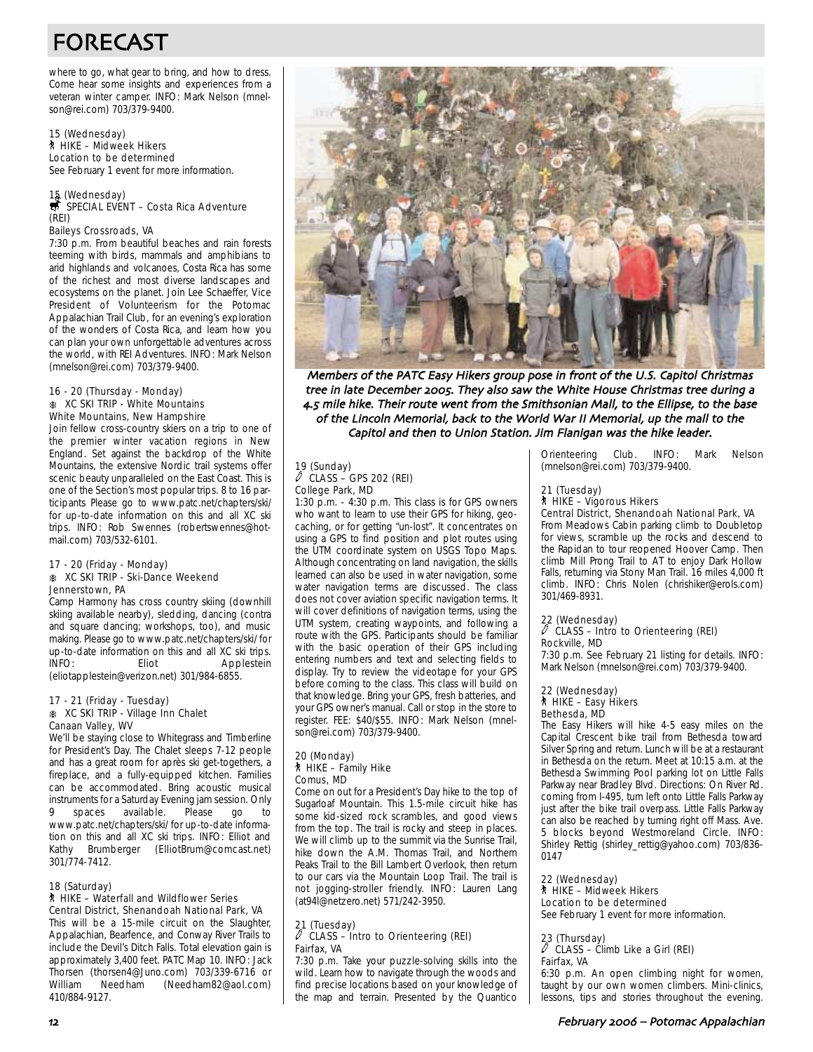# FORECAST

where to go, what gear to bring, and how to dress. Come hear some insights and experiences from a veteran winter camper. INFO: Mark Nelson (mnelson@rei.com) 703/379-9400.

15 (Wednesday)
HIKE – Midweek Hikers
Location to be determined
See February 1 event for more information.

15 (Wednesday)
SPECIAL EVENT – Costa Rica Adventure (REI)
Baileys Crossroads, VA
7:30 p.m. From beautiful beaches and rain forests teeming with birds, mammals and amphibians to arid highlands and volcanoes, Costa Rica has some of the richest and most diverse landscapes and ecosystems on the planet. Join Lee Schaeffer, Vice President of Volunteerism for the Potomac Appalachian Trail Club, for an evening's exploration of the wonders of Costa Rica, and learn how you can plan your own unforgettable adventures across the world, with REI Adventures. INFO: Mark Nelson (mnelson@rei.com) 703/379-9400.

16 - 20 (Thursday - Monday)
XC SKI TRIP - White Mountains
White Mountains, New Hampshire
Join fellow cross-country skiers on a trip to one of the premier winter vacation regions in New England. Set against the backdrop of the White Mountains, the extensive Nordic trail systems offer scenic beauty unparalleled on the East Coast. This is one of the Section's most popular trips. 8 to 16 participants Please go to www.patc.net/chapters/ski/ for up-to-date information on this and all XC ski trips. INFO: Rob Swennes (robertswennes@hotmail.com) 703/532-6101.

17 - 20 (Friday - Monday)
XC SKI TRIP - Ski-Dance Weekend
Jennerstown, PA
Camp Harmony has cross country skiing (downhill skiing available nearby), sledding, dancing (contra and square dancing; workshops, too), and music making. Please go to www.patc.net/chapters/ski/ for up-to-date information on this and all XC ski trips. INFO: Eliot Applestein (eliotapplestein@verizon.net) 301/984-6855.

17 - 21 (Friday - Tuesday)
XC SKI TRIP - Village Inn Chalet
Canaan Valley, WV
We'll be staying close to Whitegrass and Timberline for President's Day. The Chalet sleeps 7-12 people and has a great room for après ski get-togethers, a fireplace, and a fully-equipped kitchen. Families can be accommodated. Bring acoustic musical instruments for a Saturday Evening jam session. Only 9 spaces available. Please go to www.patc.net/chapters/ski/ for up-to-date information on this and all XC ski trips. INFO: Elliot and Kathy Brumberger (ElliotBrum@comcast.net) 301/774-7412.

18 (Saturday)
HIKE – Waterfall and Wildflower Series
Central District, Shenandoah National Park, VA
This will be a 15-mile circuit on the Slaughter, Appalachian, Bearfence, and Conway River Trails to include the Devil's Ditch Falls. Total elevation gain is approximately 3,400 feet. PATC Map 10. INFO: Jack Thorsen (thorsen4@Juno.com) 703/339-6716 or William Needham (Needham82@aol.com) 410/884-9127.

*Members of the PATC Easy Hikers group pose in front of the U.S. Capitol Christmas tree in late December 2005. They also saw the White House Christmas tree during a 4.5 mile hike. Their route went from the Smithsonian Mall, to the Ellipse, to the base of the Lincoln Memorial, back to the World War II Memorial, up the mall to the Capitol and then to Union Station. Jim Flanigan was the hike leader.*

19 (Sunday)
CLASS – GPS 202 (REI)
College Park, MD
1:30 p.m. - 4:30 p.m. This class is for GPS owners who want to learn to use their GPS for hiking, geocaching, or for getting "un-lost". It concentrates on using a GPS to find position and plot routes using the UTM coordinate system on USGS Topo Maps. Although concentrating on land navigation, the skills learned can also be used in water navigation, some water navigation terms are discussed. The class does not cover aviation specific navigation terms. It will cover definitions of navigation terms, using the UTM system, creating waypoints, and following a route with the GPS. Participants should be familiar with the basic operation of their GPS including entering numbers and text and selecting fields to display. Try to review the videotape for your GPS before coming to the class. This class will build on that knowledge. Bring your GPS, fresh batteries, and your GPS owner's manual. Call or stop in the store to register. FEE: $40/$55. INFO: Mark Nelson (mnelson@rei.com) 703/379-9400.

20 (Monday)
HIKE – Family Hike
Comus, MD
Come on out for a President's Day hike to the top of Sugarloaf Mountain. This 1.5-mile circuit hike has some kid-sized rock scrambles, and good views from the top. The trail is rocky and steep in places. We will climb up to the summit via the Sunrise Trail, hike down the A.M. Thomas Trail, and Northern Peaks Trail to the Bill Lambert Overlook, then return to our cars via the Mountain Loop Trail. The trail is not jogging-stroller friendly. INFO: Lauren Lang (at94l@netzero.net) 571/242-3950.

21 (Tuesday)
CLASS – Intro to Orienteering (REI)
Fairfax, VA
7:30 p.m. Take your puzzle-solving skills into the wild. Learn how to navigate through the woods and find precise locations based on your knowledge of the map and terrain. Presented by the Quantico Orienteering Club. INFO: Mark Nelson (mnelson@rei.com) 703/379-9400.

21 (Tuesday)
HIKE – Vigorous Hikers
Central District, Shenandoah National Park, VA
From Meadows Cabin parking climb to Doubletop for views, scramble up the rocks and descend to the Rapidan to tour reopened Hoover Camp. Then climb Mill Prong Trail to AT to enjoy Dark Hollow Falls, returning via Stony Man Trail. 16 miles 4,000 ft climb. INFO: Chris Nolen (chrishiker@erols.com) 301/469-8931.

22 (Wednesday)
CLASS – Intro to Orienteering (REI)
Rockville, MD
7:30 p.m. See February 21 listing for details. INFO: Mark Nelson (mnelson@rei.com) 703/379-9400.

22 (Wednesday)
HIKE – Easy Hikers
Bethesda, MD
The Easy Hikers will hike 4-5 easy miles on the Capital Crescent bike trail from Bethesda toward Silver Spring and return. Lunch will be at a restaurant in Bethesda on the return. Meet at 10:15 a.m. at the Bethesda Swimming Pool parking lot on Little Falls Parkway near Bradley Blvd. Directions: On River Rd. coming from I-495, turn left onto Little Falls Parkway just after the bike trail overpass. Little Falls Parkway can also be reached by turning right off Mass. Ave. 5 blocks beyond Westmoreland Circle. INFO: Shirley Rettig (shirley_rettig@yahoo.com) 703/836-0147

22 (Wednesday)
HIKE – Midweek Hikers
Location to be determined
See February 1 event for more information.

23 (Thursday)
CLASS – Climb Like a Girl (REI)
Fairfax, VA
6:30 p.m. An open climbing night for women, taught by our own women climbers. Mini-clinics, lessons, tips and stories throughout the evening.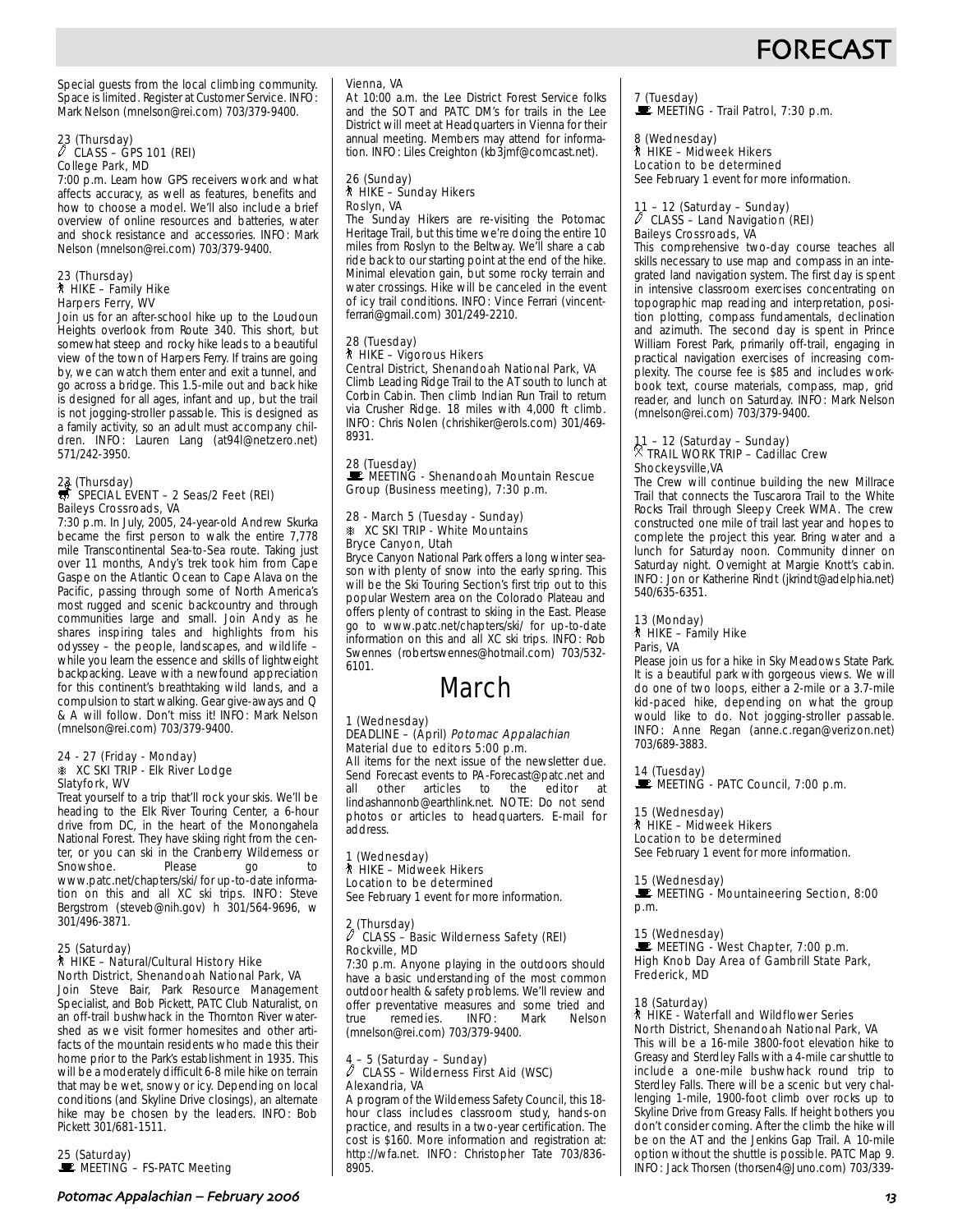Special guests from the local climbing community. Space is limited. Register at Customer Service. INFO: Mark Nelson (mnelson@rei.com) 703/379-9400.

23 (Thursday)
CLASS – GPS 101 (REI)
College Park, MD
7:00 p.m. Learn how GPS receivers work and what affects accuracy, as well as features, benefits and how to choose a model. We'll also include a brief overview of online resources and batteries, water and shock resistance and accessories. INFO: Mark Nelson (mnelson@rei.com) 703/379-9400.

23 (Thursday)
HIKE – Family Hike
Harpers Ferry, WV
Join us for an after-school hike up to the Loudoun Heights overlook from Route 340. This short, but somewhat steep and rocky hike leads to a beautiful view of the town of Harpers Ferry. If trains are going by, we can watch them enter and exit a tunnel, and go across a bridge. This 1.5-mile out and back hike is designed for all ages, infant and up, but the trail is not jogging-stroller passable. This is designed as a family activity, so an adult must accompany children. INFO: Lauren Lang (at94l@netzero.net) 571/242-3950.

23 (Thursday)
SPECIAL EVENT – 2 Seas/2 Feet (REI)
Baileys Crossroads, VA
7:30 p.m. In July, 2005, 24-year-old Andrew Skurka became the first person to walk the entire 7,778 mile Transcontinental Sea-to-Sea route. Taking just over 11 months, Andy's trek took him from Cape Gaspe on the Atlantic Ocean to Cape Alava on the Pacific, passing through some of North America's most rugged and scenic backcountry and through communities large and small. Join Andy as he shares inspiring tales and highlights from his odyssey – the people, landscapes, and wildlife – while you learn the essence and skills of lightweight backpacking. Leave with a newfound appreciation for this continent's breathtaking wild lands, and a compulsion to start walking. Gear give-aways and Q & A will follow. Don't miss it! INFO: Mark Nelson (mnelson@rei.com) 703/379-9400.

24 - 27 (Friday - Monday)
XC SKI TRIP - Elk River Lodge
Slatyfork, WV
Treat yourself to a trip that'll rock your skis. We'll be heading to the Elk River Touring Center, a 6-hour drive from DC, in the heart of the Monongahela National Forest. They have skiing right from the center, or you can ski in the Cranberry Wilderness or Snowshoe. Please go to www.patc.net/chapters/ski/ for up-to-date information on this and all XC ski trips. INFO: Steve Bergstrom (steveb@nih.gov) h 301/564-9696, w 301/496-3871.

25 (Saturday)
HIKE – Natural/Cultural History Hike
North District, Shenandoah National Park, VA
Join Steve Bair, Park Resource Management Specialist, and Bob Pickett, PATC Club Naturalist, on an off-trail bushwhack in the Thornton River watershed as we visit former homesites and other artifacts of the mountain residents who made this their home prior to the Park's establishment in 1935. This will be a moderately difficult 6-8 mile hike on terrain that may be wet, snowy or icy. Depending on local conditions (and Skyline Drive closings), an alternate hike may be chosen by the leaders. INFO: Bob Pickett 301/681-1511.

25 (Saturday)
MEETING – FS-PATC Meeting
Vienna, VA
At 10:00 a.m. the Lee District Forest Service folks and the SOT and PATC DM's for trails in the Lee District will meet at Headquarters in Vienna for their annual meeting. Members may attend for information. INFO: Liles Creighton (kb3jmf@comcast.net).

26 (Sunday)
HIKE – Sunday Hikers
Roslyn, VA
The Sunday Hikers are re-visiting the Potomac Heritage Trail, but this time we're doing the entire 10 miles from Roslyn to the Beltway. We'll share a cab ride back to our starting point at the end of the hike. Minimal elevation gain, but some rocky terrain and water crossings. Hike will be canceled in the event of icy trail conditions. INFO: Vince Ferrari (vincent-ferrari@gmail.com) 301/249-2210.

28 (Tuesday)
HIKE – Vigorous Hikers
Central District, Shenandoah National Park, VA
Climb Leading Ridge Trail to the AT south to lunch at Corbin Cabin. Then climb Indian Run Trail to return via Crusher Ridge. 18 miles with 4,000 ft climb. INFO: Chris Nolen (chrishiker@erols.com) 301/469-8931.

28 (Tuesday)
MEETING - Shenandoah Mountain Rescue Group (Business meeting), 7:30 p.m.

28 - March 5 (Tuesday - Sunday)
XC SKI TRIP - White Mountains
Bryce Canyon, Utah
Bryce Canyon National Park offers a long winter season with plenty of snow into the early spring. This will be the Ski Touring Section's first trip out to this popular Western area on the Colorado Plateau and offers plenty of contrast to skiing in the East. Please go to www.patc.net/chapters/ski/ for up-to-date information on this and all XC ski trips. INFO: Rob Swennes (robertswennes@hotmail.com) 703/532-6101.

# March

1 (Wednesday)
DEADLINE – (April) *Potomac Appalachian*
Material due to editors 5:00 p.m.
All items for the next issue of the newsletter due. Send Forecast events to PA-Forecast@patc.net and all other articles to the editor at lindashannonb@earthlink.net. NOTE: Do not send photos or articles to headquarters. E-mail for address.

1 (Wednesday)
HIKE – Midweek Hikers
Location to be determined
See February 1 event for more information.

2 (Thursday)
CLASS – Basic Wilderness Safety (REI)
Rockville, MD
7:30 p.m. Anyone playing in the outdoors should have a basic understanding of the most common outdoor health & safety problems. We'll review and offer preventative measures and some tried and true remedies. INFO: Mark Nelson (mnelson@rei.com) 703/379-9400.

4 – 5 (Saturday – Sunday)
CLASS – Wilderness First Aid (WSC)
Alexandria, VA
A program of the Wilderness Safety Council, this 18-hour class includes classroom study, hands-on practice, and results in a two-year certification. The cost is $160. More information and registration at: http://wfa.net. INFO: Christopher Tate 703/836-8905.

7 (Tuesday)
MEETING - Trail Patrol, 7:30 p.m.

8 (Wednesday)
HIKE – Midweek Hikers
Location to be determined
See February 1 event for more information.

11 – 12 (Saturday – Sunday)
CLASS – Land Navigation (REI)
Baileys Crossroads, VA
This comprehensive two-day course teaches all skills necessary to use map and compass in an integrated land navigation system. The first day is spent in intensive classroom exercises concentrating on topographic map reading and interpretation, position plotting, compass fundamentals, declination and azimuth. The second day is spent in Prince William Forest Park, primarily off-trail, engaging in practical navigation exercises of increasing complexity. The course fee is $85 and includes workbook text, course materials, compass, map, grid reader, and lunch on Saturday. INFO: Mark Nelson (mnelson@rei.com) 703/379-9400.

11 – 12 (Saturday – Sunday)
TRAIL WORK TRIP – Cadillac Crew
Shockeysville,VA
The Crew will continue building the new Millrace Trail that connects the Tuscarora Trail to the White Rocks Trail through Sleepy Creek WMA. The crew constructed one mile of trail last year and hopes to complete the project this year. Bring water and a lunch for Saturday noon. Community dinner on Saturday night. Overnight at Margie Knott's cabin. INFO: Jon or Katherine Rindt (jkrindt@adelphia.net) 540/635-6351.

13 (Monday)
HIKE – Family Hike
Paris, VA
Please join us for a hike in Sky Meadows State Park. It is a beautiful park with gorgeous views. We will do one of two loops, either a 2-mile or a 3.7-mile kid-paced hike, depending on what the group would like to do. Not jogging-stroller passable. INFO: Anne Regan (anne.c.regan@verizon.net) 703/689-3883.

14 (Tuesday)
MEETING - PATC Council, 7:00 p.m.

15 (Wednesday)
HIKE – Midweek Hikers
Location to be determined
See February 1 event for more information.

15 (Wednesday)
MEETING - Mountaineering Section, 8:00 p.m.

15 (Wednesday)
MEETING - West Chapter, 7:00 p.m.
High Knob Day Area of Gambrill State Park, Frederick, MD

18 (Saturday)
HIKE - Waterfall and Wildflower Series
North District, Shenandoah National Park, VA
This will be a 16-mile 3800-foot elevation hike to Greasy and Sterdley Falls with a 4-mile car shuttle to include a one-mile bushwhack round trip to Sterdley Falls. There will be a scenic but very challenging 1-mile, 1900-foot climb over rocks up to Skyline Drive from Greasy Falls. If height bothers you don't consider coming. After the climb the hike will be on the AT and the Jenkins Gap Trail. A 10-mile option without the shuttle is possible. PATC Map 9. INFO: Jack Thorsen (thorsen4@Juno.com) 703/339-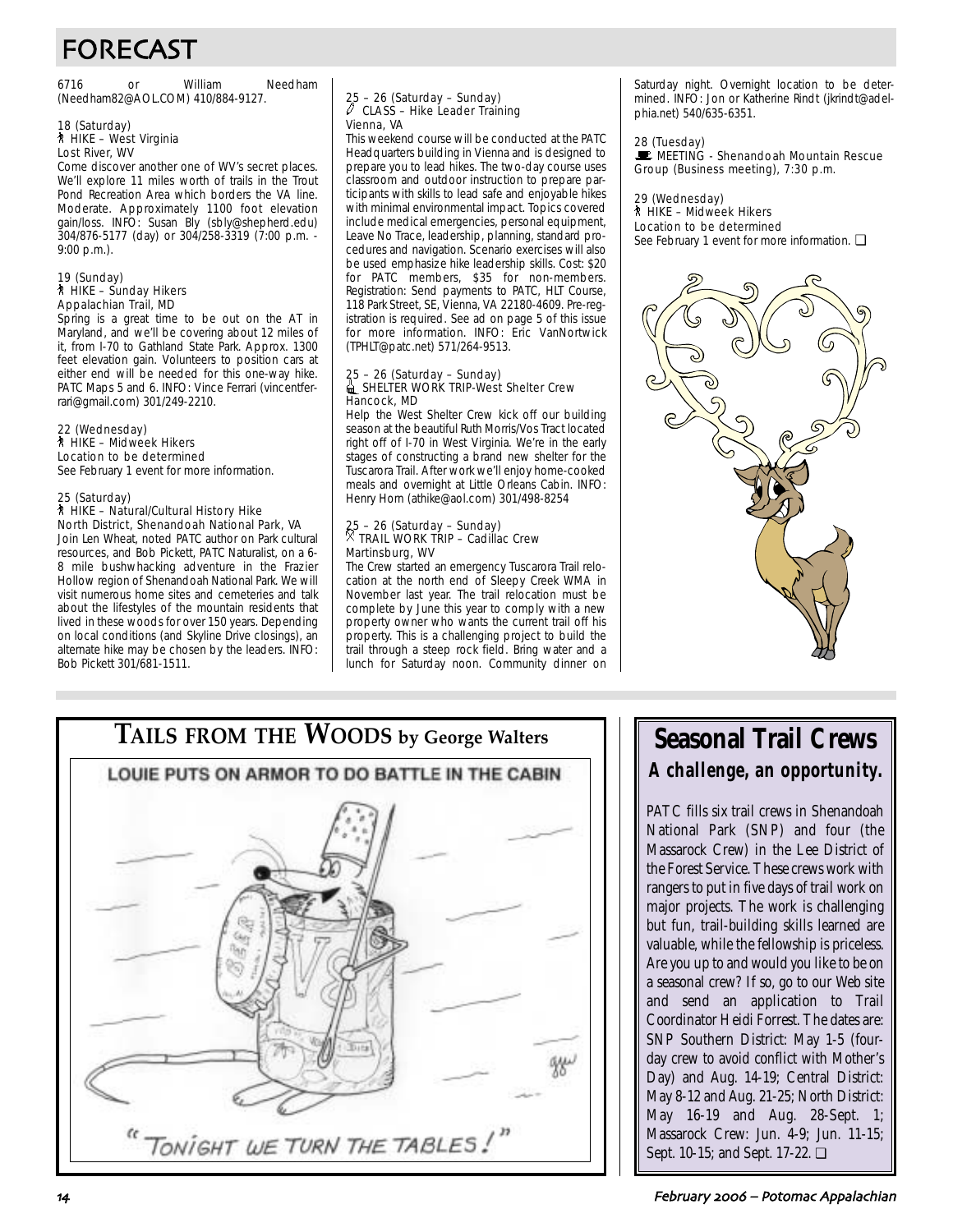# FORECAST

6716 or William Needham (Needham82@AOL.COM) 410/884-9127.

18 (Saturday)
HIKE – West Virginia
Lost River, WV

Come discover another one of WV's secret places. We'll explore 11 miles worth of trails in the Trout Pond Recreation Area which borders the VA line. Moderate. Approximately 1100 foot elevation gain/loss. INFO: Susan Bly (sbly@shepherd.edu) 304/876-5177 (day) or 304/258-3319 (7:00 p.m. - 9:00 p.m.).

19 (Sunday)
HIKE – Sunday Hikers
Appalachian Trail, MD

Spring is a great time to be out on the AT in Maryland, and we'll be covering about 12 miles of it, from I-70 to Gathland State Park. Approx. 1300 feet elevation gain. Volunteers to position cars at either end will be needed for this one-way hike. PATC Maps 5 and 6. INFO: Vince Ferrari (vincentferrari@gmail.com) 301/249-2210.

22 (Wednesday)
HIKE – Midweek Hikers
Location to be determined
See February 1 event for more information.

25 (Saturday)
HIKE – Natural/Cultural History Hike
North District, Shenandoah National Park, VA

Join Len Wheat, noted PATC author on Park cultural resources, and Bob Pickett, PATC Naturalist, on a 6-8 mile bushwhacking adventure in the Frazier Hollow region of Shenandoah National Park. We will visit numerous home sites and cemeteries and talk about the lifestyles of the mountain residents that lived in these woods for over 150 years. Depending on local conditions (and Skyline Drive closings), an alternate hike may be chosen by the leaders. INFO: Bob Pickett 301/681-1511.

25 – 26 (Saturday – Sunday)
CLASS – Hike Leader Training
Vienna, VA

This weekend course will be conducted at the PATC Headquarters building in Vienna and is designed to prepare you to lead hikes. The two-day course uses classroom and outdoor instruction to prepare participants with skills to lead safe and enjoyable hikes with minimal environmental impact. Topics covered include medical emergencies, personal equipment, Leave No Trace, leadership, planning, standard procedures and navigation. Scenario exercises will also be used emphasize hike leadership skills. Cost: $20 for PATC members, $35 for non-members. Registration: Send payments to PATC, HLT Course, 118 Park Street, SE, Vienna, VA 22180-4609. Pre-registration is required. See ad on page 5 of this issue for more information. INFO: Eric VanNortwick (TPHLT@patc.net) 571/264-9513.

25 – 26 (Saturday – Sunday)
SHELTER WORK TRIP-West Shelter Crew
Hancock, MD

Help the West Shelter Crew kick off our building season at the beautiful Ruth Morris/Vos Tract located right off of I-70 in West Virginia. We're in the early stages of constructing a brand new shelter for the Tuscarora Trail. After work we'll enjoy home-cooked meals and overnight at Little Orleans Cabin. INFO: Henry Horn (athike@aol.com) 301/498-8254

25 – 26 (Saturday – Sunday)
TRAIL WORK TRIP – Cadillac Crew
Martinsburg, WV

The Crew started an emergency Tuscarora Trail relocation at the north end of Sleepy Creek WMA in November last year. The trail relocation must be complete by June this year to comply with a new property owner who wants the current trail off his property. This is a challenging project to build the trail through a steep rock field. Bring water and a lunch for Saturday noon. Community dinner on Saturday night. Overnight location to be determined. INFO: Jon or Katherine Rindt (jkrindt@adelphia.net) 540/635-6351.

28 (Tuesday)
MEETING - Shenandoah Mountain Rescue Group (Business meeting), 7:30 p.m.

29 (Wednesday)
HIKE – Midweek Hikers
Location to be determined
See February 1 event for more information. ❑

## TAILS FROM THE WOODS by George Walters

LOUIE PUTS ON ARMOR TO DO BATTLE IN THE CABIN

"TONIGHT WE TURN THE TABLES!"

## Seasonal Trail Crews

### A challenge, an opportunity.

PATC fills six trail crews in Shenandoah National Park (SNP) and four (the Massarock Crew) in the Lee District of the Forest Service. These crews work with rangers to put in five days of trail work on major projects. The work is challenging but fun, trail-building skills learned are valuable, while the fellowship is priceless. Are you up to and would you like to be on a seasonal crew? If so, go to our Web site and send an application to Trail Coordinator Heidi Forrest. The dates are: SNP Southern District: May 1-5 (four-day crew to avoid conflict with Mother's Day) and Aug. 14-19; Central District: May 8-12 and Aug. 21-25; North District: May 16-19 and Aug. 28-Sept. 1; Massarock Crew: Jun. 4-9; Jun. 11-15; Sept. 10-15; and Sept. 17-22. ❑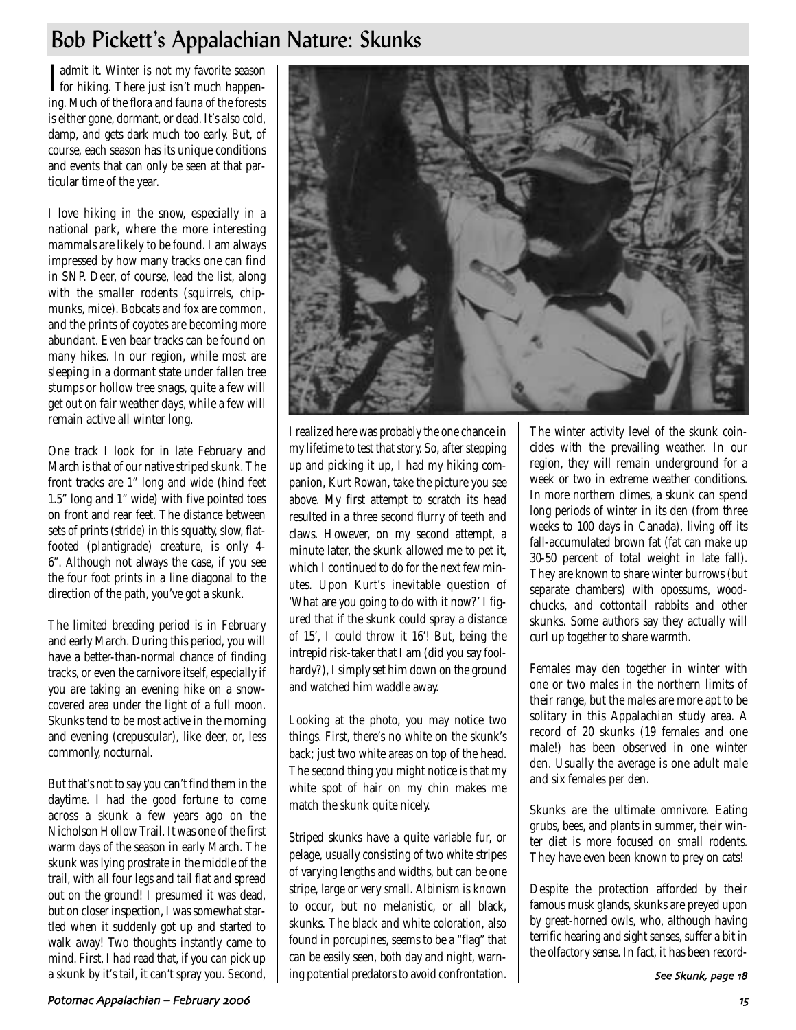## Bob Pickett's Appalachian Nature: Skunks

I admit it. Winter is not my favorite season for hiking. There just isn't much happening. Much of the flora and fauna of the forests is either gone, dormant, or dead. It's also cold, damp, and gets dark much too early. But, of course, each season has its unique conditions and events that can only be seen at that particular time of the year.

I love hiking in the snow, especially in a national park, where the more interesting mammals are likely to be found. I am always impressed by how many tracks one can find in SNP. Deer, of course, lead the list, along with the smaller rodents (squirrels, chipmunks, mice). Bobcats and fox are common, and the prints of coyotes are becoming more abundant. Even bear tracks can be found on many hikes. In our region, while most are sleeping in a dormant state under fallen tree stumps or hollow tree snags, quite a few will get out on fair weather days, while a few will remain active all winter long.

One track I look for in late February and March is that of our native striped skunk. The front tracks are 1" long and wide (hind feet 1.5" long and 1" wide) with five pointed toes on front and rear feet. The distance between sets of prints (stride) in this squatty, slow, flat-footed (plantigrade) creature, is only 4-6". Although not always the case, if you see the four foot prints in a line diagonal to the direction of the path, you've got a skunk.

The limited breeding period is in February and early March. During this period, you will have a better-than-normal chance of finding tracks, or even the carnivore itself, especially if you are taking an evening hike on a snow-covered area under the light of a full moon. Skunks tend to be most active in the morning and evening (crepuscular), like deer, or, less commonly, nocturnal.

But that's not to say you can't find them in the daytime. I had the good fortune to come across a skunk a few years ago on the Nicholson Hollow Trail. It was one of the first warm days of the season in early March. The skunk was lying prostrate in the middle of the trail, with all four legs and tail flat and spread out on the ground! I presumed it was dead, but on closer inspection, I was somewhat startled when it suddenly got up and started to walk away! Two thoughts instantly came to mind. First, I had read that, if you can pick up a skunk by it's tail, it can't spray you. Second, I realized here was probably the one chance in my lifetime to test that story. So, after stepping up and picking it up, I had my hiking companion, Kurt Rowan, take the picture you see above. My first attempt to scratch its head resulted in a three second flurry of teeth and claws. However, on my second attempt, a minute later, the skunk allowed me to pet it, which I continued to do for the next few minutes. Upon Kurt's inevitable question of 'What are you going to do with it now?' I figured that if the skunk could spray a distance of 15', I could throw it 16'! But, being the intrepid risk-taker that I am (did you say foolhardy?), I simply set him down on the ground and watched him waddle away.

Looking at the photo, you may notice two things. First, there's no white on the skunk's back; just two white areas on top of the head. The second thing you might notice is that my white spot of hair on my chin makes me match the skunk quite nicely.

Striped skunks have a quite variable fur, or pelage, usually consisting of two white stripes of varying lengths and widths, but can be one stripe, large or very small. Albinism is known to occur, but no melanistic, or all black, skunks. The black and white coloration, also found in porcupines, seems to be a "flag" that can be easily seen, both day and night, warning potential predators to avoid confrontation.

The winter activity level of the skunk coincides with the prevailing weather. In our region, they will remain underground for a week or two in extreme weather conditions. In more northern climes, a skunk can spend long periods of winter in its den (from three weeks to 100 days in Canada), living off its fall-accumulated brown fat (fat can make up 30-50 percent of total weight in late fall). They are known to share winter burrows (but separate chambers) with opossums, woodchucks, and cottontail rabbits and other skunks. Some authors say they actually will curl up together to share warmth.

Females may den together in winter with one or two males in the northern limits of their range, but the males are more apt to be solitary in this Appalachian study area. A record of 20 skunks (19 females and one male!) has been observed in one winter den. Usually the average is one adult male and six females per den.

Skunks are the ultimate omnivore. Eating grubs, bees, and plants in summer, their winter diet is more focused on small rodents. They have even been known to prey on cats!

Despite the protection afforded by their famous musk glands, skunks are preyed upon by great-horned owls, who, although having terrific hearing and sight senses, suffer a bit in the olfactory sense. In fact, it has been record-

*See Skunk, page 18*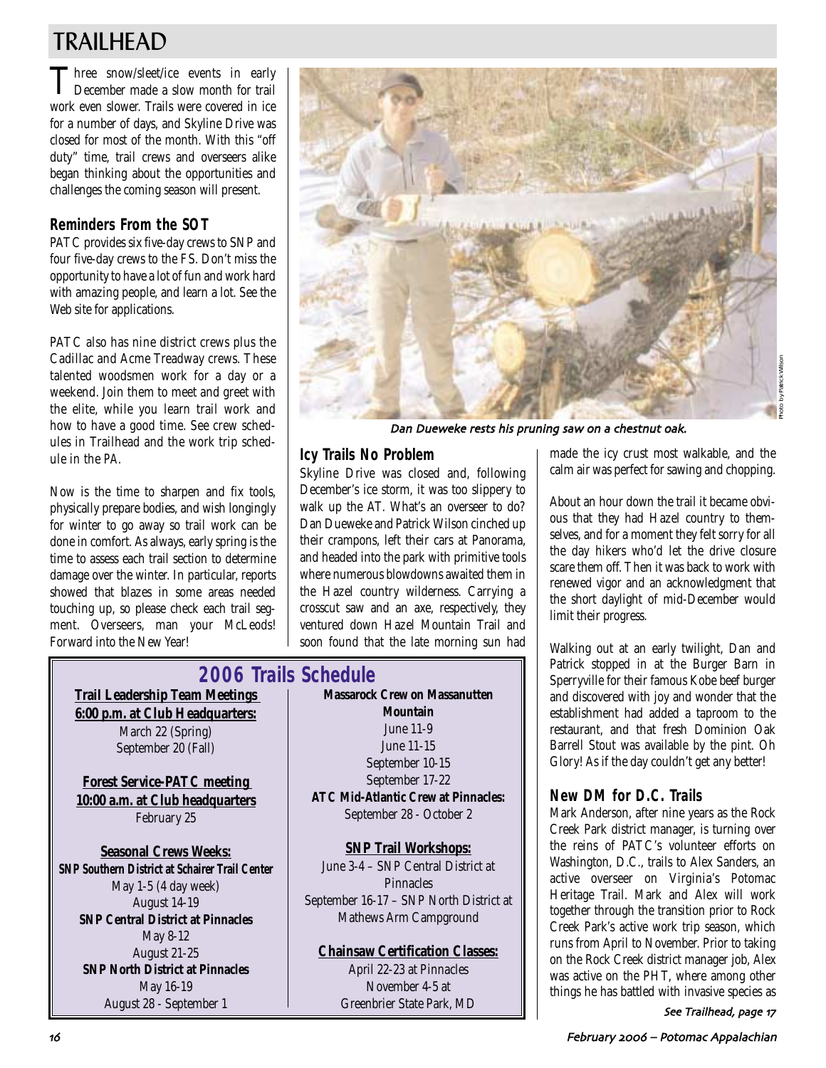# TRAILHEAD

Three snow/sleet/ice events in early December made a slow month for trail work even slower. Trails were covered in ice for a number of days, and Skyline Drive was closed for most of the month. With this "off duty" time, trail crews and overseers alike began thinking about the opportunities and challenges the coming season will present.

### Reminders From the SOT

PATC provides six five-day crews to SNP and four five-day crews to the FS. Don't miss the opportunity to have a lot of fun and work hard with amazing people, and learn a lot. See the Web site for applications.

PATC also has nine district crews plus the Cadillac and Acme Treadway crews. These talented woodsmen work for a day or a weekend. Join them to meet and greet with the elite, while you learn trail work and how to have a good time. See crew schedules in Trailhead and the work trip schedule in the PA.

Now is the time to sharpen and fix tools, physically prepare bodies, and wish longingly for winter to go away so trail work can be done in comfort. As always, early spring is the time to assess each trail section to determine damage over the winter. In particular, reports showed that blazes in some areas needed touching up, so please check each trail segment. Overseers, man your McLeods! Forward into the New Year!

*Dan Dueweke rests his pruning saw on a chestnut oak.*

Photo by Patrick Wilson

### Icy Trails No Problem

Skyline Drive was closed and, following December's ice storm, it was too slippery to walk up the AT. What's an overseer to do? Dan Dueweke and Patrick Wilson cinched up their crampons, left their cars at Panorama, and headed into the park with primitive tools where numerous blowdowns awaited them in the Hazel country wilderness. Carrying a crosscut saw and an axe, respectively, they ventured down Hazel Mountain Trail and soon found that the late morning sun had made the icy crust most walkable, and the calm air was perfect for sawing and chopping.

About an hour down the trail it became obvious that they had Hazel country to themselves, and for a moment they felt sorry for all the day hikers who'd let the drive closure scare them off. Then it was back to work with renewed vigor and an acknowledgment that the short daylight of mid-December would limit their progress.

Walking out at an early twilight, Dan and Patrick stopped in at the Burger Barn in Sperryville for their famous Kobe beef burger and discovered with joy and wonder that the establishment had added a taproom to the restaurant, and that fresh Dominion Oak Barrell Stout was available by the pint. Oh Glory! As if the day couldn't get any better!

### New DM for D.C. Trails

Mark Anderson, after nine years as the Rock Creek Park district manager, is turning over the reins of PATC's volunteer efforts on Washington, D.C., trails to Alex Sanders, an active overseer on Virginia's Potomac Heritage Trail. Mark and Alex will work together through the transition prior to Rock Creek Park's active work trip season, which runs from April to November. Prior to taking on the Rock Creek district manager job, Alex was active on the PHT, where among other things he has battled with invasive species as

*See Trailhead, page 17*

## 2006 Trails Schedule

**Trail Leadership Team Meetings 6:00 p.m. at Club Headquarters:**
March 22 (Spring)
September 20 (Fall)

**Forest Service-PATC meeting 10:00 a.m. at Club headquarters**
February 25

**Seasonal Crews Weeks:**

**SNP Southern District at Schairer Trail Center**
May 1-5 (4 day week)
August 14-19

**SNP Central District at Pinnacles**
May 8-12
August 21-25

**SNP North District at Pinnacles**
May 16-19
August 28 - September 1

**Massarock Crew on Massanutten Mountain**
June 11-9
June 11-15
September 10-15
September 17-22

**ATC Mid-Atlantic Crew at Pinnacles:**
September 28 - October 2

**SNP Trail Workshops:**
June 3-4 – SNP Central District at Pinnacles
September 16-17 – SNP North District at Mathews Arm Campground

**Chainsaw Certification Classes:**
April 22-23 at Pinnacles
November 4-5 at Greenbrier State Park, MD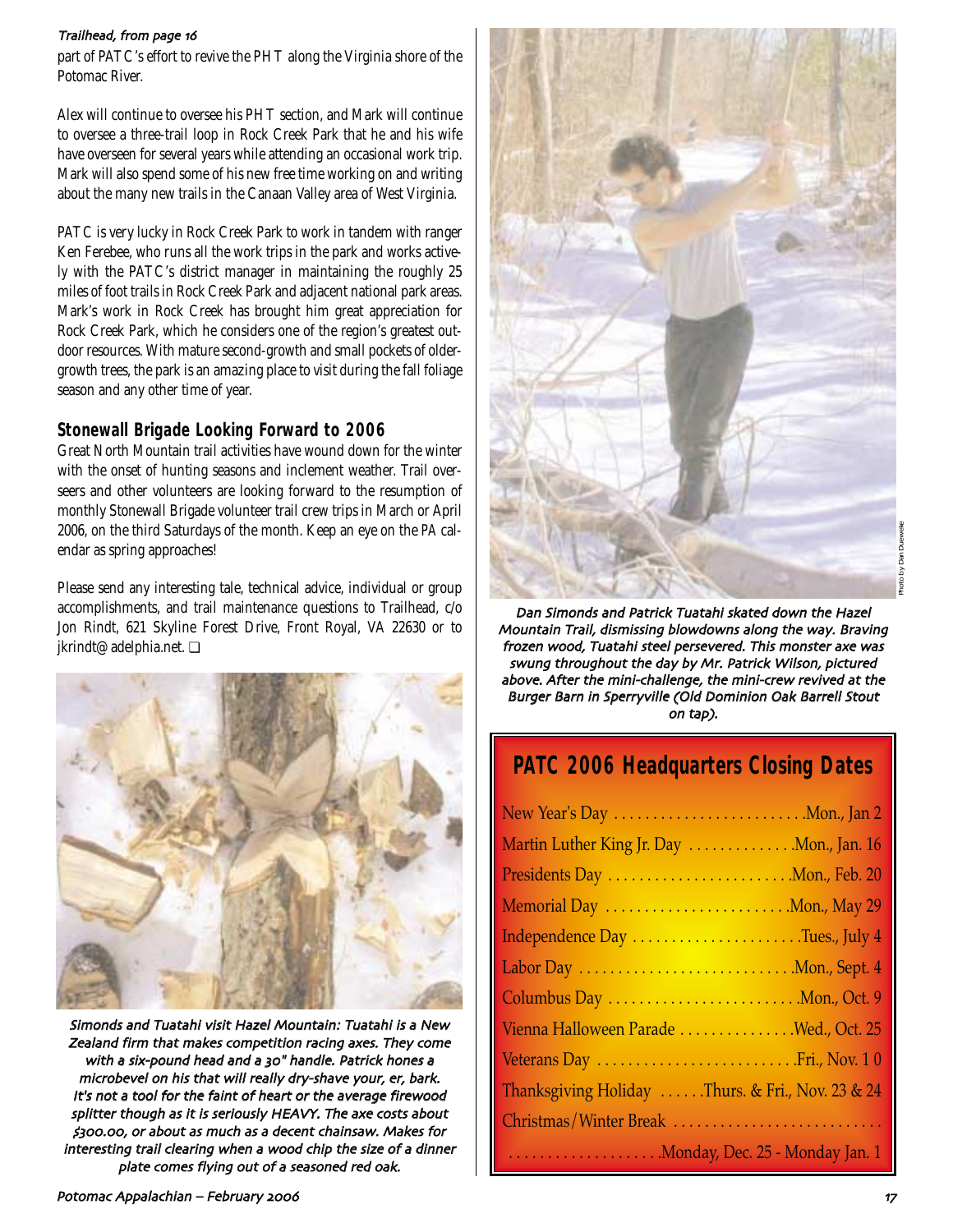*Trailhead, from page 16*

part of PATC's effort to revive the PHT along the Virginia shore of the Potomac River.

Alex will continue to oversee his PHT section, and Mark will continue to oversee a three-trail loop in Rock Creek Park that he and his wife have overseen for several years while attending an occasional work trip. Mark will also spend some of his new free time working on and writing about the many new trails in the Canaan Valley area of West Virginia.

PATC is very lucky in Rock Creek Park to work in tandem with ranger Ken Ferebee, who runs all the work trips in the park and works actively with the PATC's district manager in maintaining the roughly 25 miles of foot trails in Rock Creek Park and adjacent national park areas. Mark's work in Rock Creek has brought him great appreciation for Rock Creek Park, which he considers one of the region's greatest outdoor resources. With mature second-growth and small pockets of older-growth trees, the park is an amazing place to visit during the fall foliage season and any other time of year.

## Stonewall Brigade Looking Forward to 2006

Great North Mountain trail activities have wound down for the winter with the onset of hunting seasons and inclement weather. Trail overseers and other volunteers are looking forward to the resumption of monthly Stonewall Brigade volunteer trail crew trips in March or April 2006, on the third Saturdays of the month. Keep an eye on the *PA* calendar as spring approaches!

Please send any interesting tale, technical advice, individual or group accomplishments, and trail maintenance questions to Trailhead, c/o Jon Rindt, 621 Skyline Forest Drive, Front Royal, VA 22630 or to jkrindt@adelphia.net. ❑

*Simonds and Tuatahi visit Hazel Mountain: Tuatahi is a New Zealand firm that makes competition racing axes. They come with a six-pound head and a 30" handle. Patrick hones a microbevel on his that will really dry-shave your, er, bark. It's not a tool for the faint of heart or the average firewood splitter though as it is seriously HEAVY. The axe costs about $300.00, or about as much as a decent chainsaw. Makes for interesting trail clearing when a wood chip the size of a dinner plate comes flying out of a seasoned red oak.*

Photo by Dan Dueweke

*Dan Simonds and Patrick Tuatahi skated down the Hazel Mountain Trail, dismissing blowdowns along the way. Braving frozen wood, Tuatahi steel persevered. This monster axe was swung throughout the day by Mr. Patrick Wilson, pictured above. After the mini-challenge, the mini-crew revived at the Burger Barn in Sperryville (Old Dominion Oak Barrell Stout on tap).*

## PATC 2006 Headquarters Closing Dates

| Holiday | Date |
|---|---|
| New Year's Day | Mon., Jan 2 |
| Martin Luther King Jr. Day | Mon., Jan. 16 |
| Presidents Day | Mon., Feb. 20 |
| Memorial Day | Mon., May 29 |
| Independence Day | Tues., July 4 |
| Labor Day | Mon., Sept. 4 |
| Columbus Day | Mon., Oct. 9 |
| Vienna Halloween Parade | Wed., Oct. 25 |
| Veterans Day | Fri., Nov. 10 |
| Thanksgiving Holiday | Thurs. & Fri., Nov. 23 & 24 |
| Christmas/Winter Break | Monday, Dec. 25 - Monday Jan. 1 |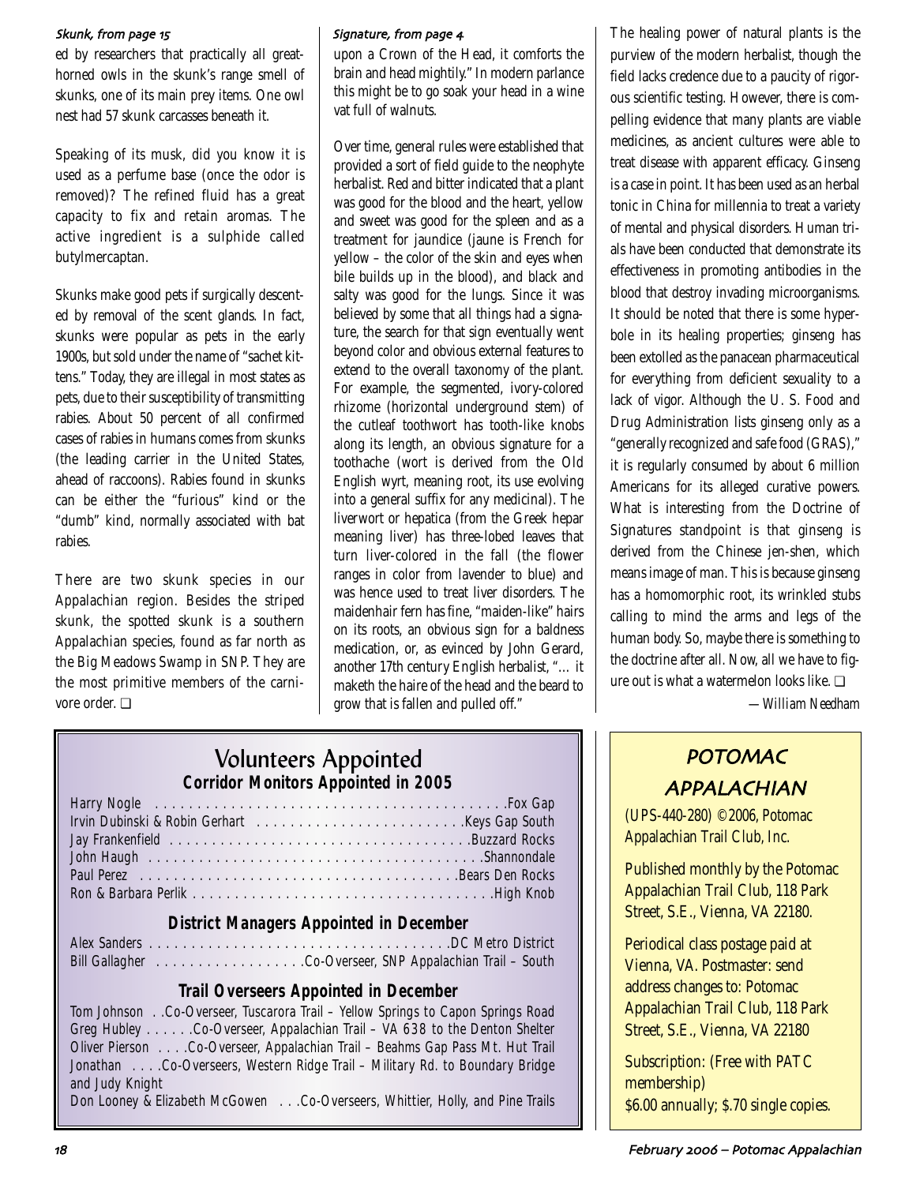*Skunk, from page 15*

ed by researchers that practically all great-horned owls in the skunk's range smell of skunks, one of its main prey items. One owl nest had 57 skunk carcasses beneath it.

Speaking of its musk, did you know it is used as a perfume base (once the odor is removed)? The refined fluid has a great capacity to fix and retain aromas. The active ingredient is a sulphide called butylmercaptan.

Skunks make good pets if surgically descented by removal of the scent glands. In fact, skunks were popular as pets in the early 1900s, but sold under the name of "sachet kittens." Today, they are illegal in most states as pets, due to their susceptibility of transmitting rabies. About 50 percent of all confirmed cases of rabies in humans comes from skunks (the leading carrier in the United States, ahead of raccoons). Rabies found in skunks can be either the "furious" kind or the "dumb" kind, normally associated with bat rabies.

There are two skunk species in our Appalachian region. Besides the striped skunk, the spotted skunk is a southern Appalachian species, found as far north as the Big Meadows Swamp in SNP. They are the most primitive members of the carnivore order. ❑

*Signature, from page 4*

upon a Crown of the Head, it comforts the brain and head mightily." In modern parlance this might be to go soak your head in a wine vat full of walnuts.

Over time, general rules were established that provided a sort of field guide to the neophyte herbalist. Red and bitter indicated that a plant was good for the blood and the heart, yellow and sweet was good for the spleen and as a treatment for jaundice (jaune is French for yellow – the color of the skin and eyes when bile builds up in the blood), and black and salty was good for the lungs. Since it was believed by some that all things had a signature, the search for that sign eventually went beyond color and obvious external features to extend to the overall taxonomy of the plant. For example, the segmented, ivory-colored rhizome (horizontal underground stem) of the cutleaf toothwort has tooth-like knobs along its length, an obvious signature for a toothache (wort is derived from the Old English wyrt, meaning root, its use evolving into a general suffix for any medicinal). The liverwort or hepatica (from the Greek hepar meaning liver) has three-lobed leaves that turn liver-colored in the fall (the flower ranges in color from lavender to blue) and was hence used to treat liver disorders. The maidenhair fern has fine, "maiden-like" hairs on its roots, an obvious sign for a baldness medication, or, as evinced by John Gerard, another 17th century English herbalist, "… it maketh the haire of the head and the beard to grow that is fallen and pulled off."

The healing power of natural plants is the purview of the modern herbalist, though the field lacks credence due to a paucity of rigorous scientific testing. However, there is compelling evidence that many plants are viable medicines, as ancient cultures were able to treat disease with apparent efficacy. Ginseng is a case in point. It has been used as an herbal tonic in China for millennia to treat a variety of mental and physical disorders. Human trials have been conducted that demonstrate its effectiveness in promoting antibodies in the blood that destroy invading microorganisms. It should be noted that there is some hyperbole in its healing properties; ginseng has been extolled as the panacean pharmaceutical for everything from deficient sexuality to a lack of vigor. Although the U. S. Food and Drug Administration lists ginseng only as a "generally recognized and safe food (GRAS)," it is regularly consumed by about 6 million Americans for its alleged curative powers. What is interesting from the Doctrine of Signatures standpoint is that ginseng is derived from the Chinese jen-shen, which means image of man. This is because ginseng has a homomorphic root, its wrinkled stubs calling to mind the arms and legs of the human body. So, maybe there is something to the doctrine after all. Now, all we have to figure out is what a watermelon looks like. ❑

*—William Needham*

## Volunteers Appointed

### Corridor Monitors Appointed in 2005

Harry Nogle . . . . . Fox Gap
Irvin Dubinski & Robin Gerhart . . . . . Keys Gap South
Jay Frankenfield . . . . . Buzzard Rocks
John Haugh . . . . . Shannondale
Paul Perez . . . . . Bears Den Rocks
Ron & Barbara Perlik . . . . . High Knob

### District Managers Appointed in December

Alex Sanders . . . . . DC Metro District
Bill Gallagher . . . . . Co-Overseer, SNP Appalachian Trail – South

### Trail Overseers Appointed in December

Tom Johnson . . Co-Overseer, Tuscarora Trail – Yellow Springs to Capon Springs Road
Greg Hubley . . . . . . Co-Overseer, Appalachian Trail – VA 638 to the Denton Shelter
Oliver Pierson . . . . Co-Overseer, Appalachian Trail – Beahms Gap Pass Mt. Hut Trail
Jonathan and Judy Knight . . . . Co-Overseers, Western Ridge Trail – Military Rd. to Boundary Bridge
Don Looney & Elizabeth McGowen . . . Co-Overseers, Whittier, Holly, and Pine Trails

## POTOMAC APPALACHIAN

(UPS-440-280) ©2006, Potomac Appalachian Trail Club, Inc.

Published monthly by the Potomac Appalachian Trail Club, 118 Park Street, S.E., Vienna, VA 22180.

Periodical class postage paid at Vienna, VA. Postmaster: send address changes to: Potomac Appalachian Trail Club, 118 Park Street, S.E., Vienna, VA 22180

Subscription: (Free with PATC membership)
$6.00 annually; $.70 single copies.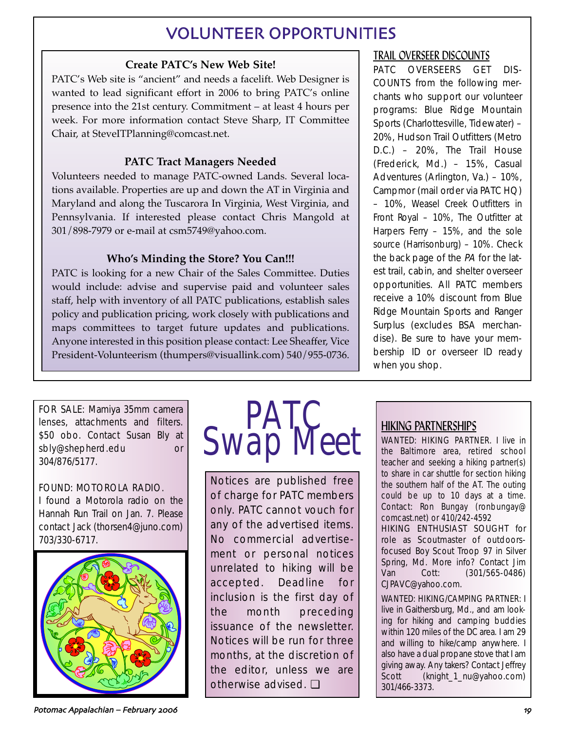# VOLUNTEER OPPORTUNITIES

### Create PATC's New Web Site!

PATC's Web site is "ancient" and needs a facelift. Web Designer is wanted to lead significant effort in 2006 to bring PATC's online presence into the 21st century. Commitment – at least 4 hours per week. For more information contact Steve Sharp, IT Committee Chair, at SteveITPlanning@comcast.net.

### PATC Tract Managers Needed

Volunteers needed to manage PATC-owned Lands. Several locations available. Properties are up and down the AT in Virginia and Maryland and along the Tuscarora In Virginia, West Virginia, and Pennsylvania. If interested please contact Chris Mangold at 301/898-7979 or e-mail at csm5749@yahoo.com.

### Who's Minding the Store? You Can!!!

PATC is looking for a new Chair of the Sales Committee. Duties would include: advise and supervise paid and volunteer sales staff, help with inventory of all PATC publications, establish sales policy and publication pricing, work closely with publications and maps committees to target future updates and publications. Anyone interested in this position please contact: Lee Sheaffer, Vice President-Volunteerism (thumpers@visuallink.com) 540/955-0736.

### TRAIL OVERSEER DISCOUNTS

PATC OVERSEERS GET DISCOUNTS from the following merchants who support our volunteer programs: Blue Ridge Mountain Sports (Charlottesville, Tidewater) – 20%, Hudson Trail Outfitters (Metro D.C.) – 20%, The Trail House (Frederick, Md.) – 15%, Casual Adventures (Arlington, Va.) – 10%, Campmor (mail order via PATC HQ) – 10%, Weasel Creek Outfitters in Front Royal – 10%, The Outfitter at Harpers Ferry – 15%, and the sole source (Harrisonburg) – 10%. Check the back page of the *PA* for the latest trail, cabin, and shelter overseer opportunities. All PATC members receive a 10% discount from Blue Ridge Mountain Sports and Ranger Surplus (excludes BSA merchandise). Be sure to have your membership ID or overseer ID ready when you shop.

# PATC Swap Meet

FOR SALE: Mamiya 35mm camera lenses, attachments and filters. $50 obo. Contact Susan Bly at sbly@shepherd.edu or 304/876/5177.

FOUND: MOTOROLA RADIO.
I found a Motorola radio on the Hannah Run Trail on Jan. 7. Please contact Jack (thorsen4@juno.com) 703/330-6717.

Notices are published free of charge for PATC members only. PATC cannot vouch for any of the advertised items. No commercial advertisement or personal notices unrelated to hiking will be accepted. Deadline for inclusion is the first day of the month preceding issuance of the newsletter. Notices will be run for three months, at the discretion of the editor, unless we are otherwise advised. ❑

### HIKING PARTNERSHIPS

WANTED: HIKING PARTNER. I live in the Baltimore area, retired school teacher and seeking a hiking partner(s) to share in car shuttle for section hiking the southern half of the AT. The outing could be up to 10 days at a time. Contact: Ron Bungay (ronbungay@comcast.net) or 410/242-4592

HIKING ENTHUSIAST SOUGHT for role as Scoutmaster of outdoors-focused Boy Scout Troop 97 in Silver Spring, Md. More info? Contact Jim Van Cott: (301/565-0486) CJPAVC@yahoo.com.

WANTED: HIKING/CAMPING PARTNER: I live in Gaithersburg, Md., and am looking for hiking and camping buddies within 120 miles of the DC area. I am 29 and willing to hike/camp anywhere. I also have a dual propane stove that I am giving away. Any takers? Contact Jeffrey Scott (knight_1_nu@yahoo.com) 301/466-3373.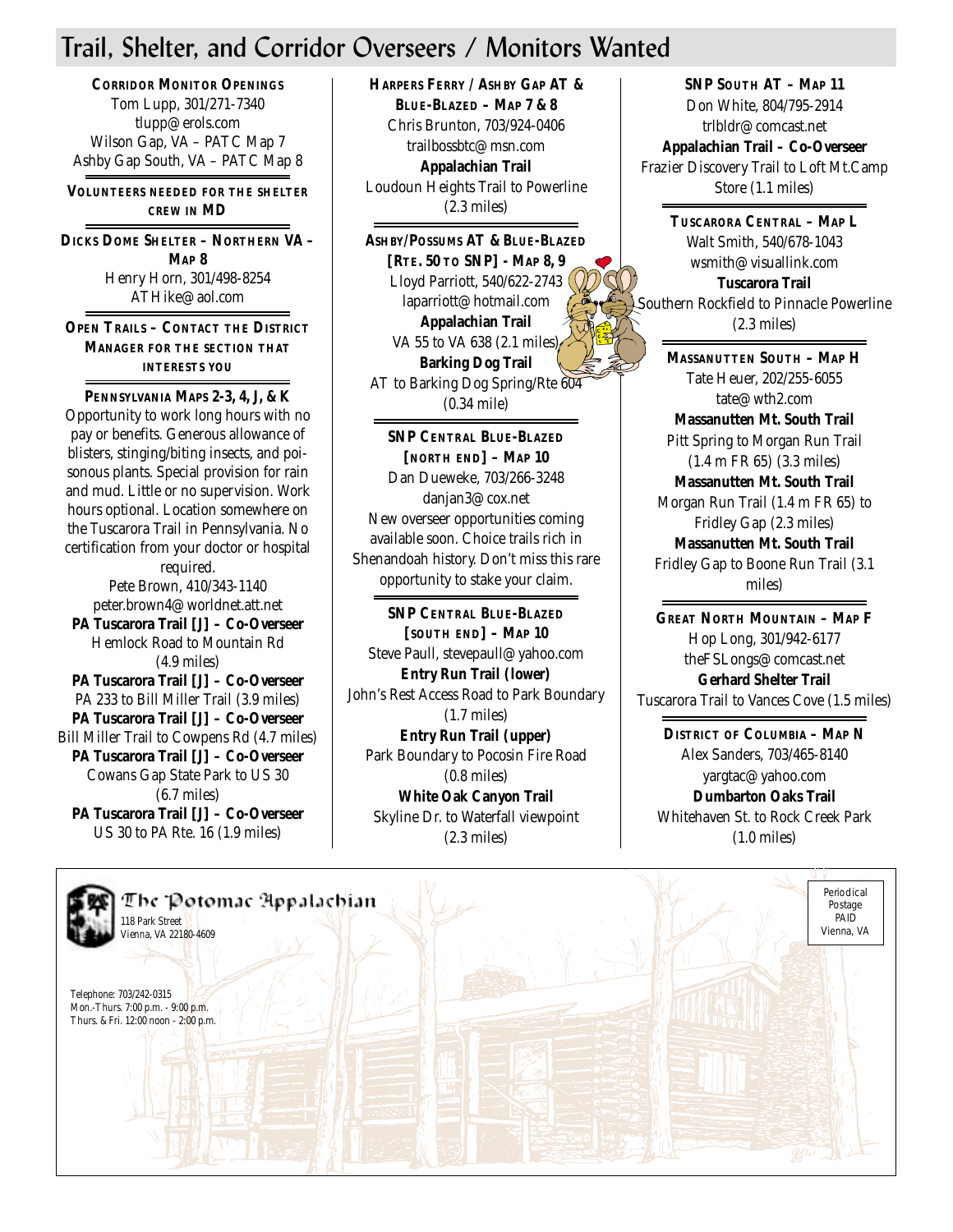# Trail, Shelter, and Corridor Overseers / Monitors Wanted

**CORRIDOR MONITOR OPENINGS**
Tom Lupp, 301/271-7340
tlupp@erols.com
Wilson Gap, VA – PATC Map 7
Ashby Gap South, VA – PATC Map 8

**VOLUNTEERS NEEDED FOR THE SHELTER CREW IN MD**

**DICKS DOME SHELTER – NORTHERN VA – MAP 8**
Henry Horn, 301/498-8254
ATHike@aol.com

**OPEN TRAILS – CONTACT THE DISTRICT MANAGER FOR THE SECTION THAT INTERESTS YOU**

**PENNSYLVANIA MAPS 2-3, 4, J, & K**
Opportunity to work long hours with no pay or benefits. Generous allowance of blisters, stinging/biting insects, and poisonous plants. Special provision for rain and mud. Little or no supervision. Work hours optional. Location somewhere on the Tuscarora Trail in Pennsylvania. No certification from your doctor or hospital required.
Pete Brown, 410/343-1140
peter.brown4@worldnet.att.net
**PA Tuscarora Trail [J] – Co-Overseer**
Hemlock Road to Mountain Rd (4.9 miles)
**PA Tuscarora Trail [J] – Co-Overseer**
PA 233 to Bill Miller Trail (3.9 miles)
**PA Tuscarora Trail [J] – Co-Overseer**
Bill Miller Trail to Cowpens Rd (4.7 miles)
**PA Tuscarora Trail [J] – Co-Overseer**
Cowans Gap State Park to US 30 (6.7 miles)
**PA Tuscarora Trail [J] – Co-Overseer**
US 30 to PA Rte. 16 (1.9 miles)

**HARPERS FERRY / ASHBY GAP AT & BLUE-BLAZED – MAP 7 & 8**
Chris Brunton, 703/924-0406
trailbossbtc@msn.com
**Appalachian Trail**
Loudoun Heights Trail to Powerline (2.3 miles)

**ASHBY/POSSUMS AT & BLUE-BLAZED [RTE. 50 TO SNP] - MAP 8, 9**
Lloyd Parriott, 540/622-2743
laparriott@hotmail.com
**Appalachian Trail**
VA 55 to VA 638 (2.1 miles)
**Barking Dog Trail**
AT to Barking Dog Spring/Rte 604 (0.34 mile)

**SNP CENTRAL BLUE-BLAZED [NORTH END] – MAP 10**
Dan Dueweke, 703/266-3248
danjan3@cox.net
New overseer opportunities coming available soon. Choice trails rich in Shenandoah history. Don't miss this rare opportunity to stake your claim.

**SNP CENTRAL BLUE-BLAZED [SOUTH END] – MAP 10**
Steve Paull, stevepaull@yahoo.com
**Entry Run Trail (lower)**
John's Rest Access Road to Park Boundary (1.7 miles)
**Entry Run Trail (upper)**
Park Boundary to Pocosin Fire Road (0.8 miles)
**White Oak Canyon Trail**
Skyline Dr. to Waterfall viewpoint (2.3 miles)

**SNP SOUTH AT – MAP 11**
Don White, 804/795-2914
trlbldr@comcast.net
**Appalachian Trail – Co-Overseer**
Frazier Discovery Trail to Loft Mt.Camp Store (1.1 miles)

**TUSCARORA CENTRAL – MAP L**
Walt Smith, 540/678-1043
wsmith@visuallink.com
**Tuscarora Trail**
Southern Rockfield to Pinnacle Powerline (2.3 miles)

**MASSANUTTEN SOUTH – MAP H**
Tate Heuer, 202/255-6055
tate@wth2.com
**Massanutten Mt. South Trail**
Pitt Spring to Morgan Run Trail (1.4 m FR 65) (3.3 miles)
**Massanutten Mt. South Trail**
Morgan Run Trail (1.4 m FR 65) to Fridley Gap (2.3 miles)
**Massanutten Mt. South Trail**
Fridley Gap to Boone Run Trail (3.1 miles)

**GREAT NORTH MOUNTAIN – MAP F**
Hop Long, 301/942-6177
theFSLongs@comcast.net
**Gerhard Shelter Trail**
Tuscarora Trail to Vances Cove (1.5 miles)

**DISTRICT OF COLUMBIA – MAP N**
Alex Sanders, 703/465-8140
yargtac@yahoo.com
**Dumbarton Oaks Trail**
Whitehaven St. to Rock Creek Park (1.0 miles)

The Potomac Appalachian
118 Park Street
Vienna, VA 22180-4609

Telephone: 703/242-0315
Mon.-Thurs. 7:00 p.m. - 9:00 p.m.
Thurs. & Fri. 12:00 noon - 2:00 p.m.

Periodical
Postage
PAID
Vienna, VA